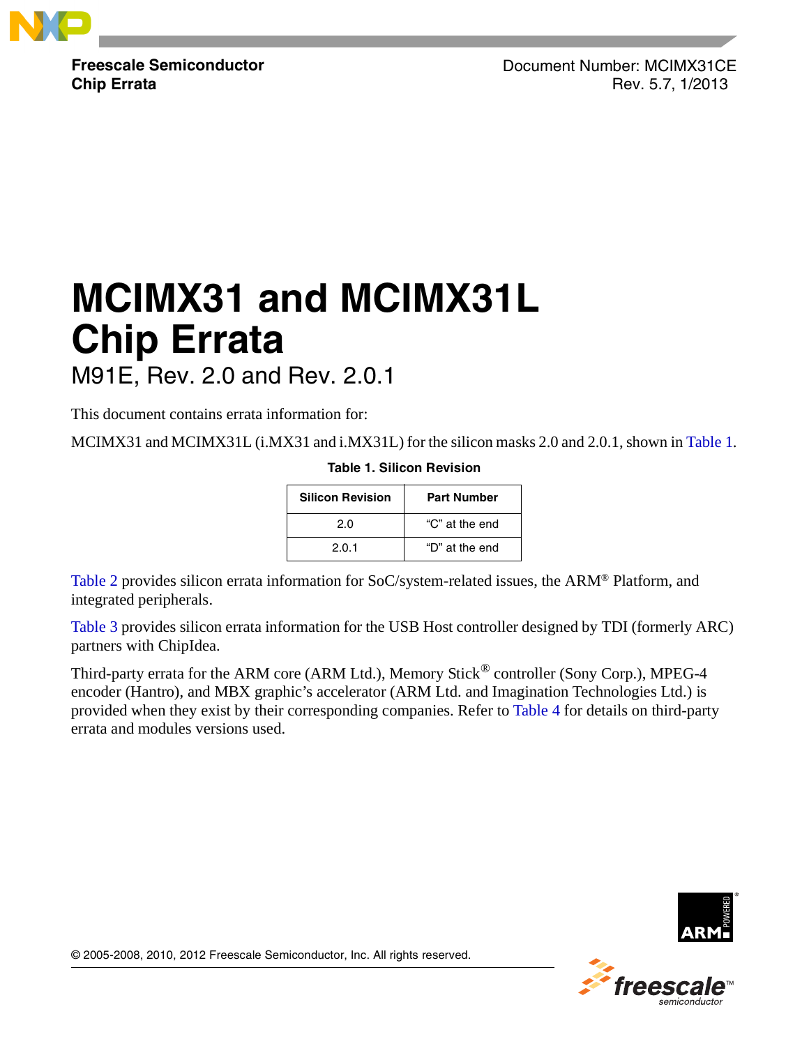Freescale Semiconductor
**Chip Errata**

Document Number: MCIMX31CE
Rev. 5.7, 1/2013

# MCIMX31 and MCIMX31L Chip Errata

## M91E, Rev. 2.0 and Rev. 2.0.1

This document contains errata information for:

MCIMX31 and MCIMX31L (i.MX31 and i.MX31L) for the silicon masks 2.0 and 2.0.1, shown in Table 1.

**Table 1. Silicon Revision**

| Silicon Revision | Part Number |
|---|---|
| 2.0 | “C” at the end |
| 2.0.1 | “D” at the end |

Table 2 provides silicon errata information for SoC/system-related issues, the ARM® Platform, and integrated peripherals.

Table 3 provides silicon errata information for the USB Host controller designed by TDI (formerly ARC) partners with ChipIdea.

Third-party errata for the ARM core (ARM Ltd.), Memory Stick® controller (Sony Corp.), MPEG-4 encoder (Hantro), and MBX graphic’s accelerator (ARM Ltd. and Imagination Technologies Ltd.) is provided when they exist by their corresponding companies. Refer to Table 4 for details on third-party errata and modules versions used.

© 2005-2008, 2010, 2012 Freescale Semiconductor, Inc. All rights reserved.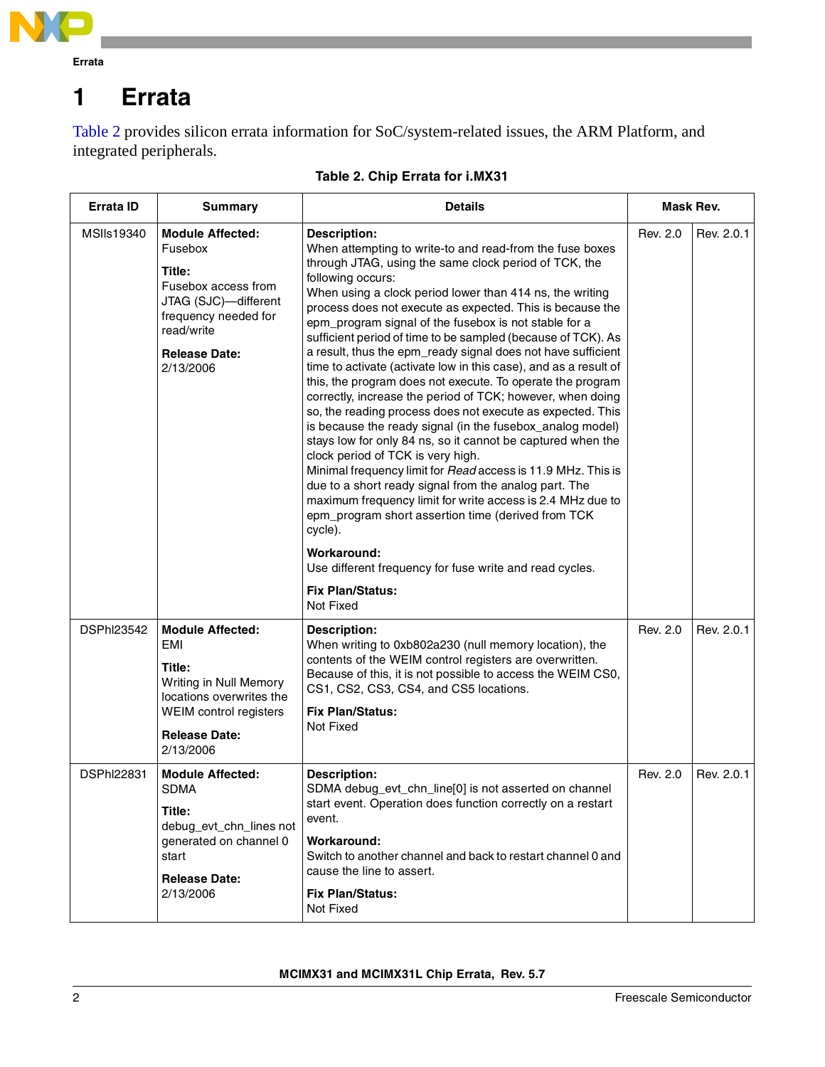# 1 Errata

Table 2 provides silicon errata information for SoC/system-related issues, the ARM Platform, and integrated peripherals.

**Table 2. Chip Errata for i.MX31**

| Errata ID | Summary | Details | Mask Rev. | |
|---|---|---|---|---|
| MSIls19340 | **Module Affected:**<br>Fusebox<br><br>**Title:**<br>Fusebox access from JTAG (SJC)—different frequency needed for read/write<br><br>**Release Date:**<br>2/13/2006 | **Description:**<br>When attempting to write-to and read-from the fuse boxes through JTAG, using the same clock period of TCK, the following occurs:<br>When using a clock period lower than 414 ns, the writing process does not execute as expected. This is because the epm_program signal of the fusebox is not stable for a sufficient period of time to be sampled (because of TCK). As a result, thus the epm_ready signal does not have sufficient time to activate (activate low in this case), and as a result of this, the program does not execute. To operate the program correctly, increase the period of TCK; however, when doing so, the reading process does not execute as expected. This is because the ready signal (in the fusebox_analog model) stays low for only 84 ns, so it cannot be captured when the clock period of TCK is very high.<br>Minimal frequency limit for *Read* access is 11.9 MHz. This is due to a short ready signal from the analog part. The maximum frequency limit for write access is 2.4 MHz due to epm_program short assertion time (derived from TCK cycle).<br><br>**Workaround:**<br>Use different frequency for fuse write and read cycles.<br><br>**Fix Plan/Status:**<br>Not Fixed | Rev. 2.0 | Rev. 2.0.1 |
| DSPhl23542 | **Module Affected:**<br>EMI<br><br>**Title:**<br>Writing in Null Memory locations overwrites the WEIM control registers<br><br>**Release Date:**<br>2/13/2006 | **Description:**<br>When writing to 0xb802a230 (null memory location), the contents of the WEIM control registers are overwritten. Because of this, it is not possible to access the WEIM CS0, CS1, CS2, CS3, CS4, and CS5 locations.<br><br>**Fix Plan/Status:**<br>Not Fixed | Rev. 2.0 | Rev. 2.0.1 |
| DSPhl22831 | **Module Affected:**<br>SDMA<br><br>**Title:**<br>debug_evt_chn_lines not generated on channel 0 start<br><br>**Release Date:**<br>2/13/2006 | **Description:**<br>SDMA debug_evt_chn_line[0] is not asserted on channel start event. Operation does function correctly on a restart event.<br><br>**Workaround:**<br>Switch to another channel and back to restart channel 0 and cause the line to assert.<br><br>**Fix Plan/Status:**<br>Not Fixed | Rev. 2.0 | Rev. 2.0.1 |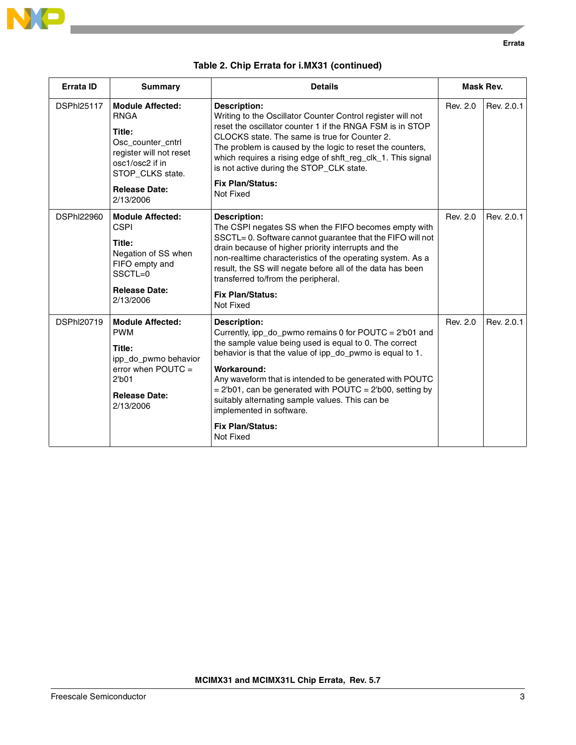**Table 2. Chip Errata for i.MX31 (continued)**

| Errata ID | Summary | Details | Mask Rev. | |
|---|---|---|---|---|
| DSPhl25117 | **Module Affected:** RNGA<br>**Title:** Osc_counter_cntrl register will not reset osc1/osc2 if in STOP_CLKS state.<br>**Release Date:** 2/13/2006 | **Description:** Writing to the Oscillator Counter Control register will not reset the oscillator counter 1 if the RNGA FSM is in STOP CLOCKS state. The same is true for Counter 2.<br>The problem is caused by the logic to reset the counters, which requires a rising edge of shft_reg_clk_1. This signal is not active during the STOP_CLK state.<br>**Fix Plan/Status:** Not Fixed | Rev. 2.0 | Rev. 2.0.1 |
| DSPhl22960 | **Module Affected:** CSPI<br>**Title:** Negation of SS when FIFO empty and SSCTL=0<br>**Release Date:** 2/13/2006 | **Description:** The CSPI negates SS when the FIFO becomes empty with SSCTL= 0. Software cannot guarantee that the FIFO will not drain because of higher priority interrupts and the non-realtime characteristics of the operating system. As a result, the SS will negate before all of the data has been transferred to/from the peripheral.<br>**Fix Plan/Status:** Not Fixed | Rev. 2.0 | Rev. 2.0.1 |
| DSPhl20719 | **Module Affected:** PWM<br>**Title:** ipp_do_pwmo behavior error when POUTC = 2'b01<br>**Release Date:** 2/13/2006 | **Description:** Currently, ipp_do_pwmo remains 0 for POUTC = 2'b01 and the sample value being used is equal to 0. The correct behavior is that the value of ipp_do_pwmo is equal to 1.<br>**Workaround:** Any waveform that is intended to be generated with POUTC = 2'b01, can be generated with POUTC = 2'b00, setting by suitably alternating sample values. This can be implemented in software.<br>**Fix Plan/Status:** Not Fixed | Rev. 2.0 | Rev. 2.0.1 |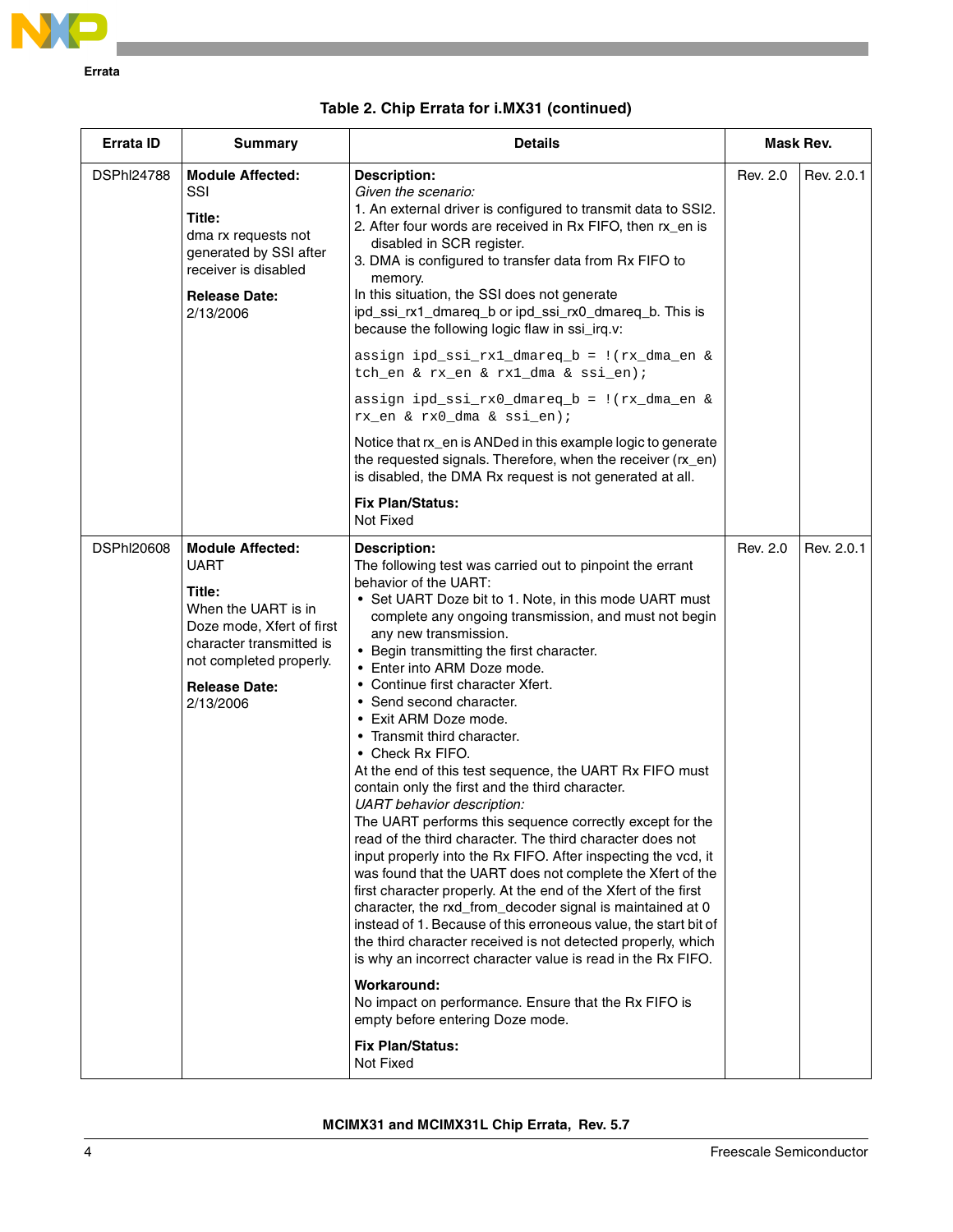**Table 2. Chip Errata for i.MX31 (continued)**

| Errata ID | Summary | Details | Mask Rev. | |
|---|---|---|---|---|
| DSPhl24788 | **Module Affected:**<br>SSI<br><br>**Title:**<br>dma rx requests not generated by SSI after receiver is disabled<br><br>**Release Date:**<br>2/13/2006 | **Description:**<br>*Given the scenario:*<br>1. An external driver is configured to transmit data to SSI2.<br>2. After four words are received in Rx FIFO, then rx_en is disabled in SCR register.<br>3. DMA is configured to transfer data from Rx FIFO to memory.<br>In this situation, the SSI does not generate ipd_ssi_rx1_dmareq_b or ipd_ssi_rx0_dmareq_b. This is because the following logic flaw in ssi_irq.v:<br><br>`assign ipd_ssi_rx1_dmareq_b = !(rx_dma_en & tch_en & rx_en & rx1_dma & ssi_en);`<br><br>`assign ipd_ssi_rx0_dmareq_b = !(rx_dma_en & rx_en & rx0_dma & ssi_en);`<br><br>Notice that rx_en is ANDed in this example logic to generate the requested signals. Therefore, when the receiver (rx_en) is disabled, the DMA Rx request is not generated at all.<br><br>**Fix Plan/Status:**<br>Not Fixed | Rev. 2.0 | Rev. 2.0.1 |
| DSPhl20608 | **Module Affected:**<br>UART<br><br>**Title:**<br>When the UART is in Doze mode, Xfert of first character transmitted is not completed properly.<br><br>**Release Date:**<br>2/13/2006 | **Description:**<br>The following test was carried out to pinpoint the errant behavior of the UART:<br>• Set UART Doze bit to 1. Note, in this mode UART must complete any ongoing transmission, and must not begin any new transmission.<br>• Begin transmitting the first character.<br>• Enter into ARM Doze mode.<br>• Continue first character Xfert.<br>• Send second character.<br>• Exit ARM Doze mode.<br>• Transmit third character.<br>• Check Rx FIFO.<br>At the end of this test sequence, the UART Rx FIFO must contain only the first and the third character.<br>*UART behavior description:*<br>The UART performs this sequence correctly except for the read of the third character. The third character does not input properly into the Rx FIFO. After inspecting the vcd, it was found that the UART does not complete the Xfert of the first character properly. At the end of the Xfert of the first character, the rxd_from_decoder signal is maintained at 0 instead of 1. Because of this erroneous value, the start bit of the third character received is not detected properly, which is why an incorrect character value is read in the Rx FIFO.<br><br>**Workaround:**<br>No impact on performance. Ensure that the Rx FIFO is empty before entering Doze mode.<br><br>**Fix Plan/Status:**<br>Not Fixed | Rev. 2.0 | Rev. 2.0.1 |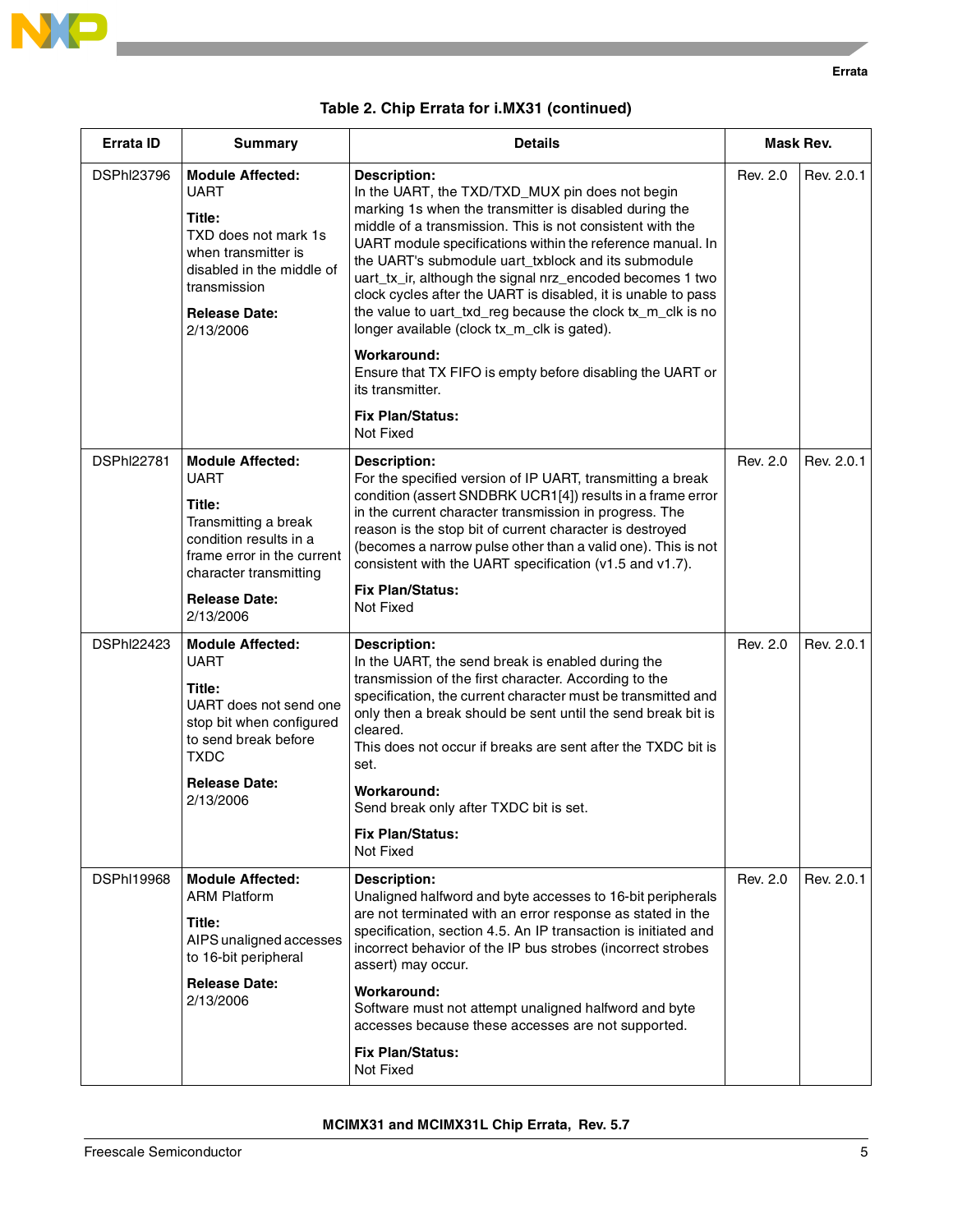**Table 2. Chip Errata for i.MX31 (continued)**

| Errata ID | Summary | Details | Mask Rev. | |
|---|---|---|---|---|
| DSPhl23796 | **Module Affected:**<br>UART<br>**Title:**<br>TXD does not mark 1s when transmitter is disabled in the middle of transmission<br>**Release Date:**<br>2/13/2006 | **Description:**<br>In the UART, the TXD/TXD_MUX pin does not begin marking 1s when the transmitter is disabled during the middle of a transmission. This is not consistent with the UART module specifications within the reference manual. In the UART's submodule uart_txblock and its submodule uart_tx_ir, although the signal nrz_encoded becomes 1 two clock cycles after the UART is disabled, it is unable to pass the value to uart_txd_reg because the clock tx_m_clk is no longer available (clock tx_m_clk is gated).<br>**Workaround:**<br>Ensure that TX FIFO is empty before disabling the UART or its transmitter.<br>**Fix Plan/Status:**<br>Not Fixed | Rev. 2.0 | Rev. 2.0.1 |
| DSPhl22781 | **Module Affected:**<br>UART<br>**Title:**<br>Transmitting a break condition results in a frame error in the current character transmitting<br>**Release Date:**<br>2/13/2006 | **Description:**<br>For the specified version of IP UART, transmitting a break condition (assert SNDBRK UCR1[4]) results in a frame error in the current character transmission in progress. The reason is the stop bit of current character is destroyed (becomes a narrow pulse other than a valid one). This is not consistent with the UART specification (v1.5 and v1.7).<br>**Fix Plan/Status:**<br>Not Fixed | Rev. 2.0 | Rev. 2.0.1 |
| DSPhl22423 | **Module Affected:**<br>UART<br>**Title:**<br>UART does not send one stop bit when configured to send break before TXDC<br>**Release Date:**<br>2/13/2006 | **Description:**<br>In the UART, the send break is enabled during the transmission of the first character. According to the specification, the current character must be transmitted and only then a break should be sent until the send break bit is cleared.<br>This does not occur if breaks are sent after the TXDC bit is set.<br>**Workaround:**<br>Send break only after TXDC bit is set.<br>**Fix Plan/Status:**<br>Not Fixed | Rev. 2.0 | Rev. 2.0.1 |
| DSPhl19968 | **Module Affected:**<br>ARM Platform<br>**Title:**<br>AIPS unaligned accesses to 16-bit peripheral<br>**Release Date:**<br>2/13/2006 | **Description:**<br>Unaligned halfword and byte accesses to 16-bit peripherals are not terminated with an error response as stated in the specification, section 4.5. An IP transaction is initiated and incorrect behavior of the IP bus strobes (incorrect strobes assert) may occur.<br>**Workaround:**<br>Software must not attempt unaligned halfword and byte accesses because these accesses are not supported.<br>**Fix Plan/Status:**<br>Not Fixed | Rev. 2.0 | Rev. 2.0.1 |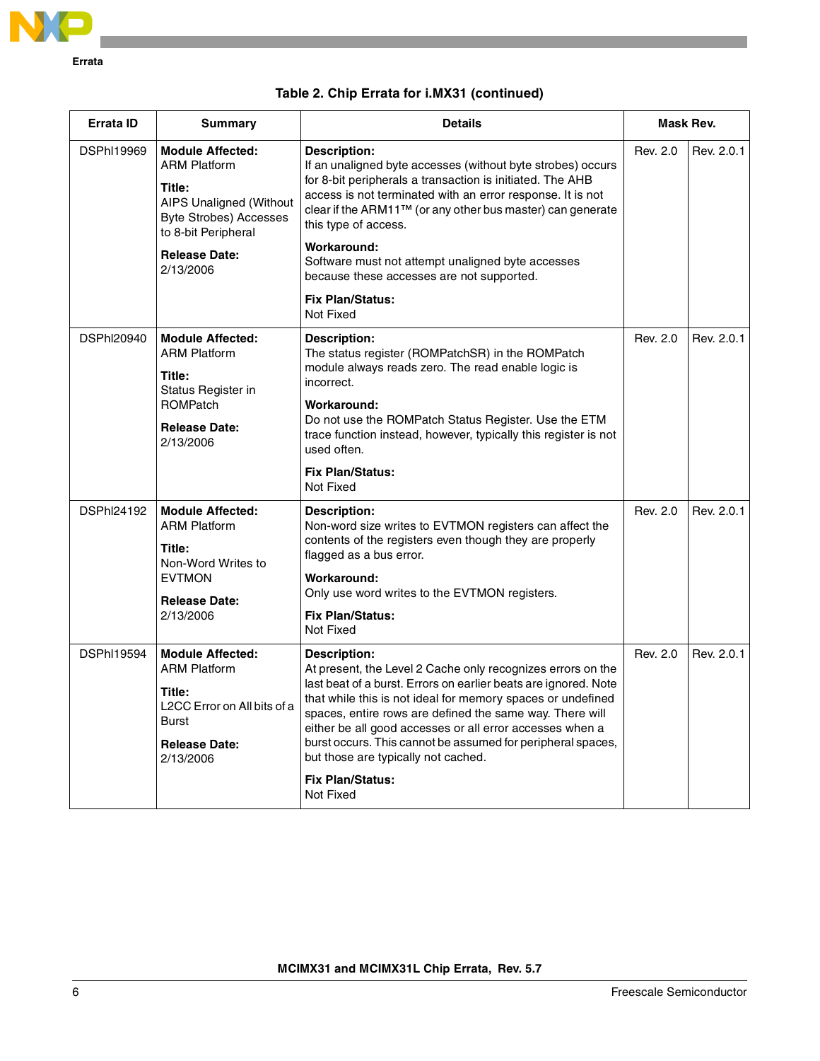**Table 2. Chip Errata for i.MX31 (continued)**

| Errata ID | Summary | Details | Mask Rev. | |
|---|---|---|---|---|
| DSPhl19969 | **Module Affected:** ARM Platform<br>**Title:** AIPS Unaligned (Without Byte Strobes) Accesses to 8-bit Peripheral<br>**Release Date:** 2/13/2006 | **Description:**<br>If an unaligned byte accesses (without byte strobes) occurs for 8-bit peripherals a transaction is initiated. The AHB access is not terminated with an error response. It is not clear if the ARM11™ (or any other bus master) can generate this type of access.<br>**Workaround:**<br>Software must not attempt unaligned byte accesses because these accesses are not supported.<br>**Fix Plan/Status:**<br>Not Fixed | Rev. 2.0 | Rev. 2.0.1 |
| DSPhl20940 | **Module Affected:** ARM Platform<br>**Title:** Status Register in ROMPatch<br>**Release Date:** 2/13/2006 | **Description:**<br>The status register (ROMPatchSR) in the ROMPatch module always reads zero. The read enable logic is incorrect.<br>**Workaround:**<br>Do not use the ROMPatch Status Register. Use the ETM trace function instead, however, typically this register is not used often.<br>**Fix Plan/Status:**<br>Not Fixed | Rev. 2.0 | Rev. 2.0.1 |
| DSPhl24192 | **Module Affected:** ARM Platform<br>**Title:** Non-Word Writes to EVTMON<br>**Release Date:** 2/13/2006 | **Description:**<br>Non-word size writes to EVTMON registers can affect the contents of the registers even though they are properly flagged as a bus error.<br>**Workaround:**<br>Only use word writes to the EVTMON registers.<br>**Fix Plan/Status:**<br>Not Fixed | Rev. 2.0 | Rev. 2.0.1 |
| DSPhl19594 | **Module Affected:** ARM Platform<br>**Title:** L2CC Error on All bits of a Burst<br>**Release Date:** 2/13/2006 | **Description:**<br>At present, the Level 2 Cache only recognizes errors on the last beat of a burst. Errors on earlier beats are ignored. Note that while this is not ideal for memory spaces or undefined spaces, entire rows are defined the same way. There will either be all good accesses or all error accesses when a burst occurs. This cannot be assumed for peripheral spaces, but those are typically not cached.<br>**Fix Plan/Status:**<br>Not Fixed | Rev. 2.0 | Rev. 2.0.1 |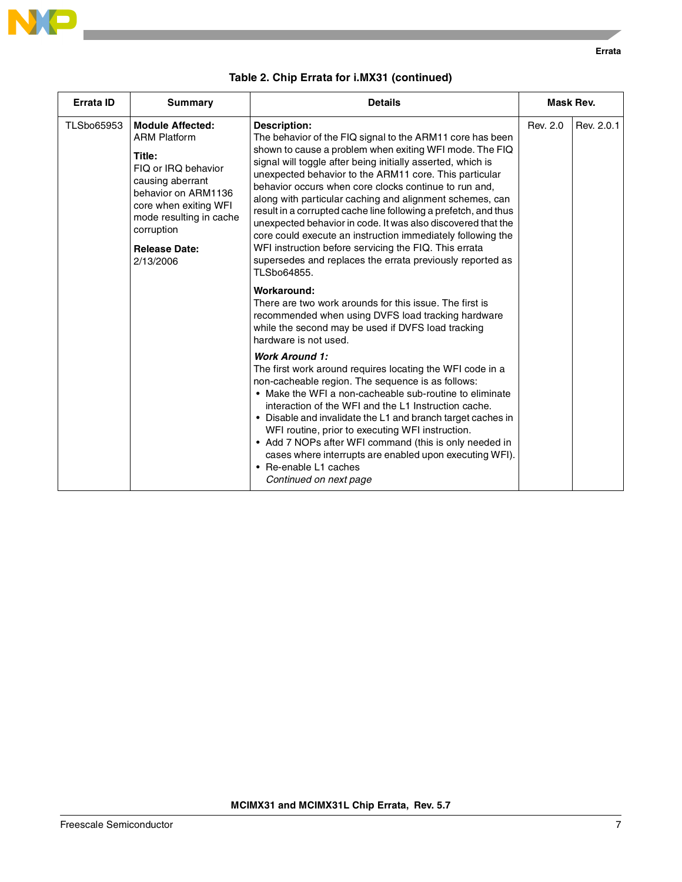**Table 2. Chip Errata for i.MX31 (continued)**

| Errata ID | Summary | Details | Mask Rev. | |
|---|---|---|---|---|
| TLSbo65953 | **Module Affected:**<br>ARM Platform<br><br>**Title:**<br>FIQ or IRQ behavior causing aberrant behavior on ARM1136 core when exiting WFI mode resulting in cache corruption<br><br>**Release Date:**<br>2/13/2006 | **Description:**<br>The behavior of the FIQ signal to the ARM11 core has been shown to cause a problem when exiting WFI mode. The FIQ signal will toggle after being initially asserted, which is unexpected behavior to the ARM11 core. This particular behavior occurs when core clocks continue to run and, along with particular caching and alignment schemes, can result in a corrupted cache line following a prefetch, and thus unexpected behavior in code. It was also discovered that the core could execute an instruction immediately following the WFI instruction before servicing the FIQ. This errata supersedes and replaces the errata previously reported as TLSbo64855.<br><br>**Workaround:**<br>There are two work arounds for this issue. The first is recommended when using DVFS load tracking hardware while the second may be used if DVFS load tracking hardware is not used.<br><br>***Work Around 1:***<br>The first work around requires locating the WFI code in a non-cacheable region. The sequence is as follows:<br>• Make the WFI a non-cacheable sub-routine to eliminate interaction of the WFI and the L1 Instruction cache.<br>• Disable and invalidate the L1 and branch target caches in WFI routine, prior to executing WFI instruction.<br>• Add 7 NOPs after WFI command (this is only needed in cases where interrupts are enabled upon executing WFI).<br>• Re-enable L1 caches<br>*Continued on next page* | Rev. 2.0 | Rev. 2.0.1 |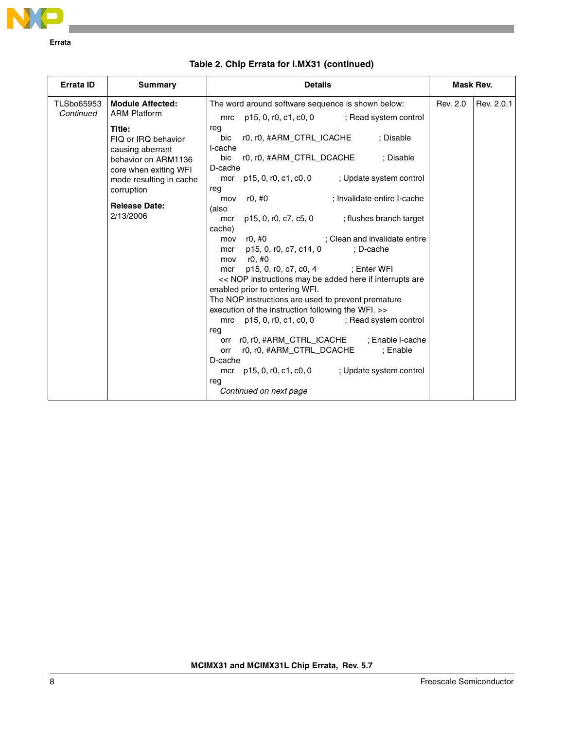**Errata**

**Table 2. Chip Errata for i.MX31 (continued)**

| Errata ID | Summary | Details | Mask Rev. | |
|---|---|---|---|---|
| TLSbo65953 *Continued* | **Module Affected:** ARM Platform<br><br>**Title:** FIQ or IRQ behavior causing aberrant behavior on ARM1136 core when exiting WFI mode resulting in cache corruption<br><br>**Release Date:** 2/13/2006 | The word around software sequence is shown below:<br>mrc p15, 0, r0, c1, c0, 0 ; Read system control reg<br>bic r0, r0, #ARM_CTRL_ICACHE ; Disable I-cache<br>bic r0, r0, #ARM_CTRL_DCACHE ; Disable D-cache<br>mcr p15, 0, r0, c1, c0, 0 ; Update system control reg<br>mov r0, #0 ; Invalidate entire I-cache (also<br>mcr p15, 0, r0, c7, c5, 0 ; flushes branch target cache)<br>mov r0, #0 ; Clean and invalidate entire<br>mcr p15, 0, r0, c7, c14, 0 ; D-cache<br>mov r0, #0<br>mcr p15, 0, r0, c7, c0, 4 ; Enter WFI<br><< NOP instructions may be added here if interrupts are enabled prior to entering WFI.<br>The NOP instructions are used to prevent premature execution of the instruction following the WFI. >><br>mrc p15, 0, r0, c1, c0, 0 ; Read system control reg<br>orr r0, r0, #ARM_CTRL_ICACHE ; Enable I-cache<br>orr r0, r0, #ARM_CTRL_DCACHE ; Enable D-cache<br>mcr p15, 0, r0, c1, c0, 0 ; Update system control reg<br>*Continued on next page* | Rev. 2.0 | Rev. 2.0.1 |

MCIMX31 and MCIMX31L Chip Errata, Rev. 5.7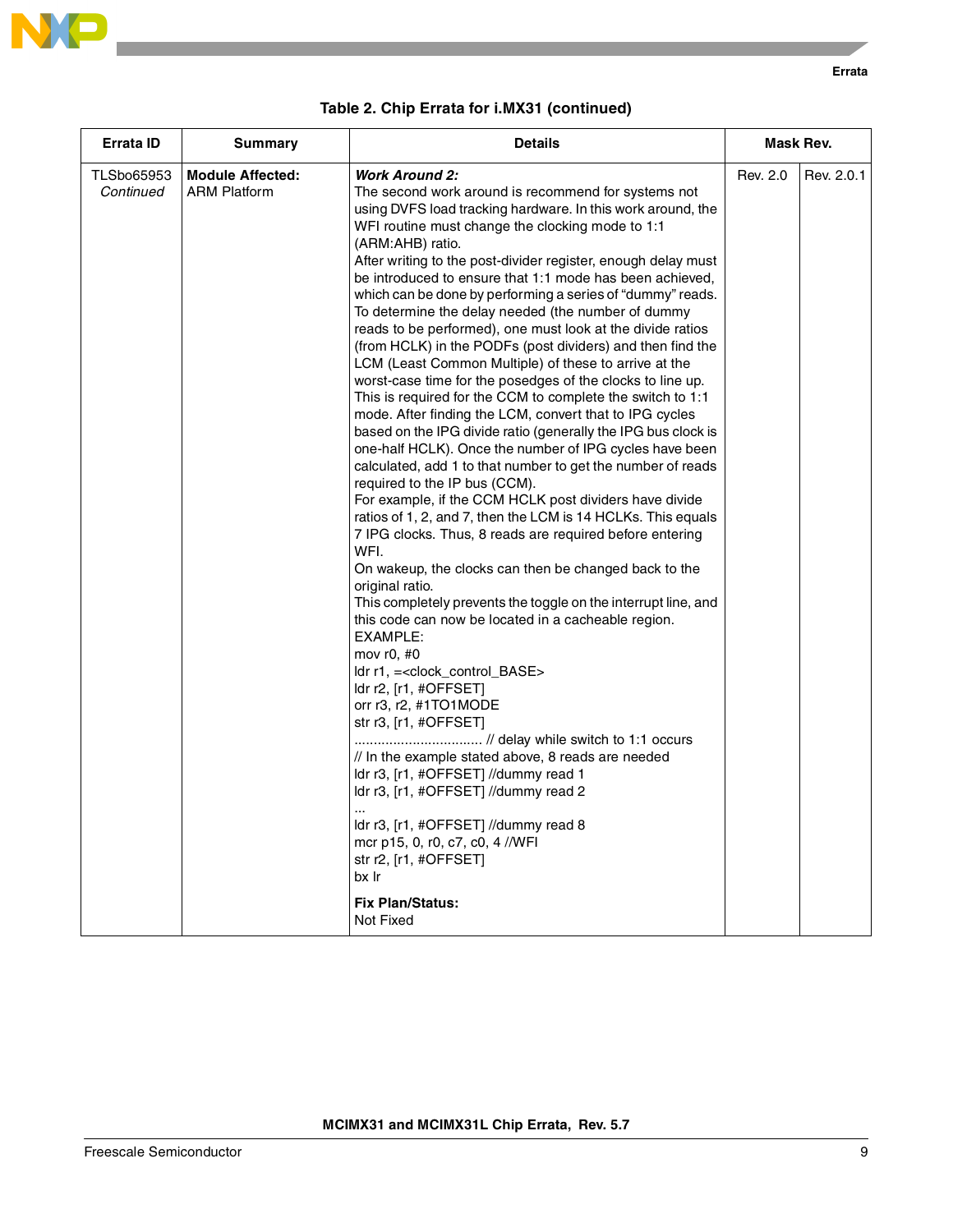**Table 2. Chip Errata for i.MX31 (continued)**

| Errata ID | Summary | Details | Mask Rev. | |
|---|---|---|---|---|
| TLSbo65953 *Continued* | **Module Affected:** ARM Platform | ***Work Around 2:***<br>The second work around is recommend for systems not using DVFS load tracking hardware. In this work around, the WFI routine must change the clocking mode to 1:1 (ARM:AHB) ratio.<br>After writing to the post-divider register, enough delay must be introduced to ensure that 1:1 mode has been achieved, which can be done by performing a series of "dummy" reads. To determine the delay needed (the number of dummy reads to be performed), one must look at the divide ratios (from HCLK) in the PODFs (post dividers) and then find the LCM (Least Common Multiple) of these to arrive at the worst-case time for the posedges of the clocks to line up. This is required for the CCM to complete the switch to 1:1 mode. After finding the LCM, convert that to IPG cycles based on the IPG divide ratio (generally the IPG bus clock is one-half HCLK). Once the number of IPG cycles have been calculated, add 1 to that number to get the number of reads required to the IP bus (CCM).<br>For example, if the CCM HCLK post dividers have divide ratios of 1, 2, and 7, then the LCM is 14 HCLKs. This equals 7 IPG clocks. Thus, 8 reads are required before entering WFI.<br>On wakeup, the clocks can then be changed back to the original ratio.<br>This completely prevents the toggle on the interrupt line, and this code can now be located in a cacheable region.<br>EXAMPLE:<br>mov r0, #0<br>ldr r1, =<clock_control_BASE><br>ldr r2, [r1, #OFFSET]<br>orr r3, r2, #1TO1MODE<br>str r3, [r1, #OFFSET]<br>................................ // delay while switch to 1:1 occurs<br>// In the example stated above, 8 reads are needed<br>ldr r3, [r1, #OFFSET] //dummy read 1<br>ldr r3, [r1, #OFFSET] //dummy read 2<br>...<br>ldr r3, [r1, #OFFSET] //dummy read 8<br>mcr p15, 0, r0, c7, c0, 4 //WFI<br>str r2, [r1, #OFFSET]<br>bx lr<br><br>**Fix Plan/Status:**<br>Not Fixed | Rev. 2.0 | Rev. 2.0.1 |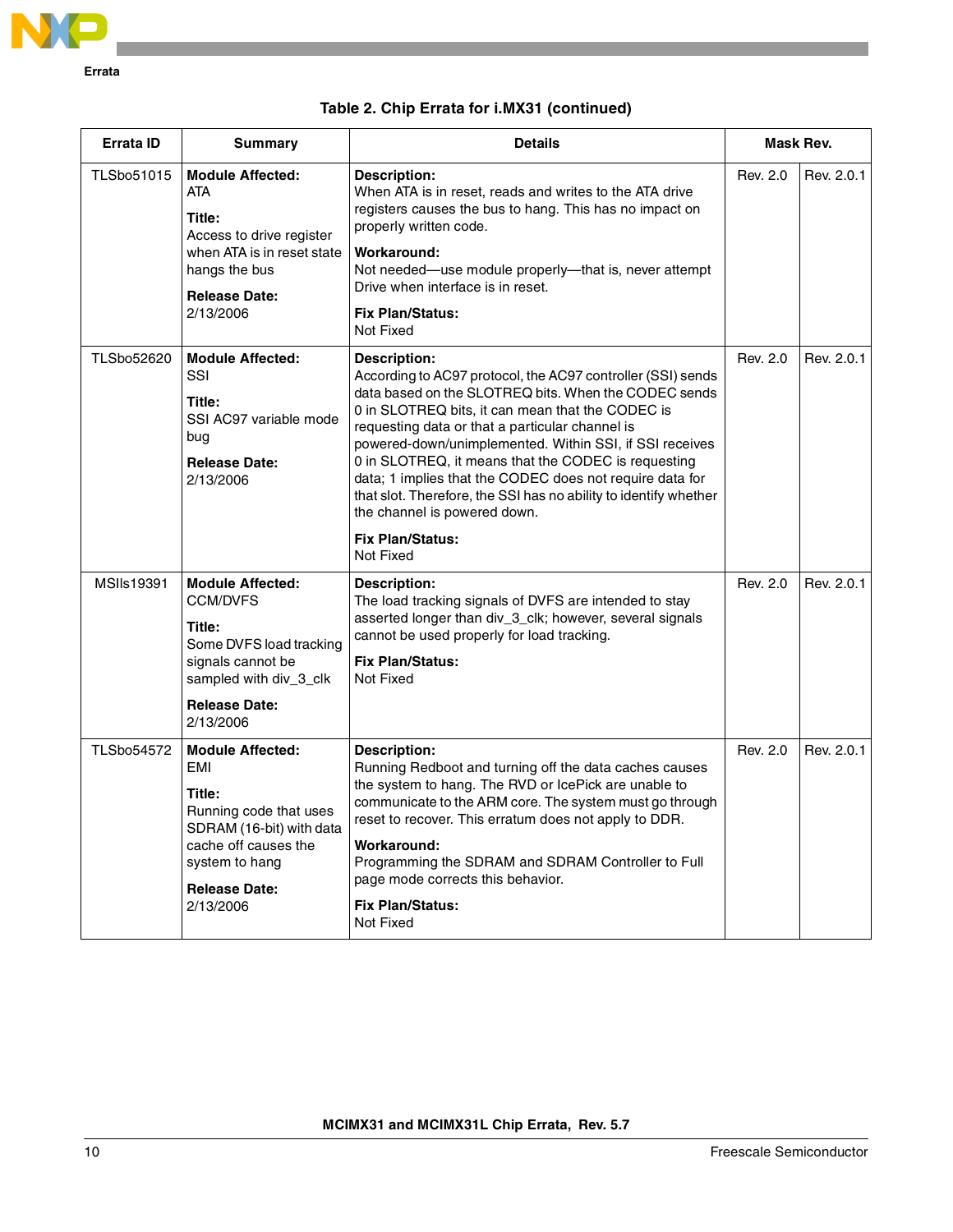**Table 2. Chip Errata for i.MX31 (continued)**

| Errata ID | Summary | Details | Mask Rev. | |
|---|---|---|---|---|
| TLSbo51015 | **Module Affected:** ATA<br><br>**Title:** Access to drive register when ATA is in reset state hangs the bus<br><br>**Release Date:** 2/13/2006 | **Description:** When ATA is in reset, reads and writes to the ATA drive registers causes the bus to hang. This has no impact on properly written code.<br><br>**Workaround:** Not needed—use module properly—that is, never attempt Drive when interface is in reset.<br><br>**Fix Plan/Status:** Not Fixed | Rev. 2.0 | Rev. 2.0.1 |
| TLSbo52620 | **Module Affected:** SSI<br><br>**Title:** SSI AC97 variable mode bug<br><br>**Release Date:** 2/13/2006 | **Description:** According to AC97 protocol, the AC97 controller (SSI) sends data based on the SLOTREQ bits. When the CODEC sends 0 in SLOTREQ bits, it can mean that the CODEC is requesting data or that a particular channel is powered-down/unimplemented. Within SSI, if SSI receives 0 in SLOTREQ, it means that the CODEC is requesting data; 1 implies that the CODEC does not require data for that slot. Therefore, the SSI has no ability to identify whether the channel is powered down.<br><br>**Fix Plan/Status:** Not Fixed | Rev. 2.0 | Rev. 2.0.1 |
| MSIls19391 | **Module Affected:** CCM/DVFS<br><br>**Title:** Some DVFS load tracking signals cannot be sampled with div_3_clk<br><br>**Release Date:** 2/13/2006 | **Description:** The load tracking signals of DVFS are intended to stay asserted longer than div_3_clk; however, several signals cannot be used properly for load tracking.<br><br>**Fix Plan/Status:** Not Fixed | Rev. 2.0 | Rev. 2.0.1 |
| TLSbo54572 | **Module Affected:** EMI<br><br>**Title:** Running code that uses SDRAM (16-bit) with data cache off causes the system to hang<br><br>**Release Date:** 2/13/2006 | **Description:** Running Redboot and turning off the data caches causes the system to hang. The RVD or IcePick are unable to communicate to the ARM core. The system must go through reset to recover. This erratum does not apply to DDR.<br><br>**Workaround:** Programming the SDRAM and SDRAM Controller to Full page mode corrects this behavior.<br><br>**Fix Plan/Status:** Not Fixed | Rev. 2.0 | Rev. 2.0.1 |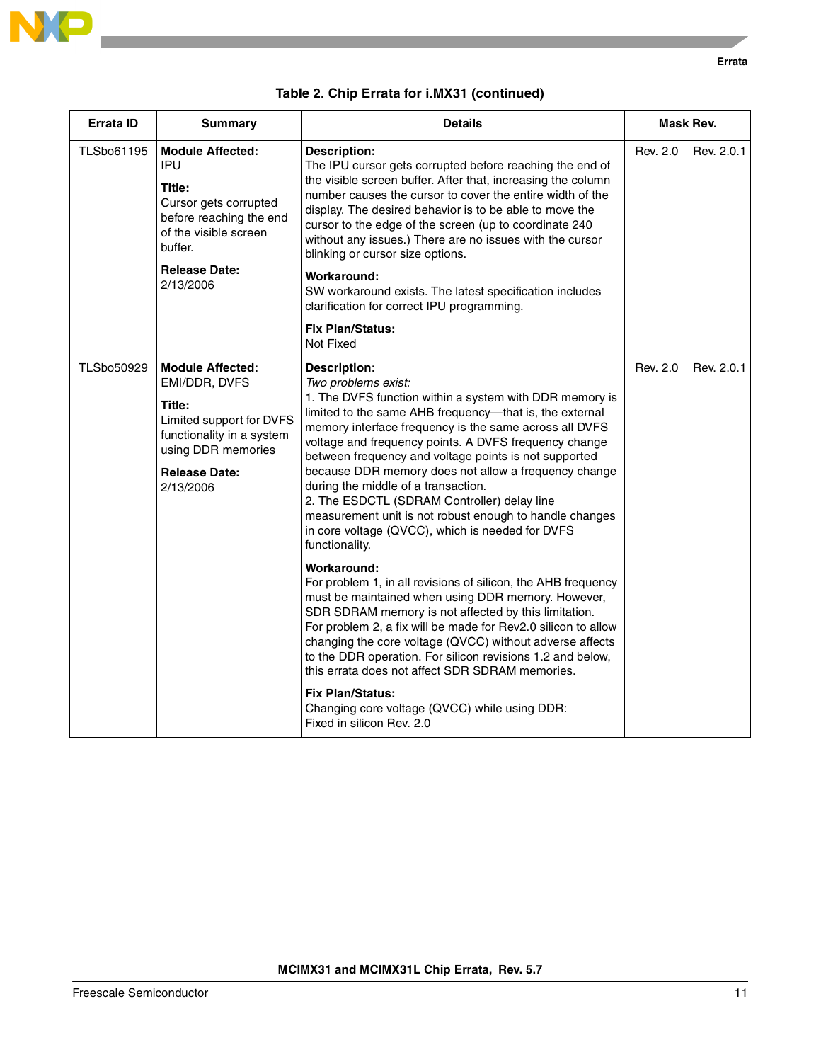**Table 2. Chip Errata for i.MX31 (continued)**

| Errata ID | Summary | Details | Mask Rev. | |
|---|---|---|---|---|
| TLSbo61195 | **Module Affected:** IPU<br><br>**Title:** Cursor gets corrupted before reaching the end of the visible screen buffer.<br><br>**Release Date:** 2/13/2006 | **Description:** The IPU cursor gets corrupted before reaching the end of the visible screen buffer. After that, increasing the column number causes the cursor to cover the entire width of the display. The desired behavior is to be able to move the cursor to the edge of the screen (up to coordinate 240 without any issues.) There are no issues with the cursor blinking or cursor size options.<br><br>**Workaround:** SW workaround exists. The latest specification includes clarification for correct IPU programming.<br><br>**Fix Plan/Status:** Not Fixed | Rev. 2.0 | Rev. 2.0.1 |
| TLSbo50929 | **Module Affected:** EMI/DDR, DVFS<br><br>**Title:** Limited support for DVFS functionality in a system using DDR memories<br><br>**Release Date:** 2/13/2006 | **Description:** *Two problems exist:*<br>1. The DVFS function within a system with DDR memory is limited to the same AHB frequency—that is, the external memory interface frequency is the same across all DVFS voltage and frequency points. A DVFS frequency change between frequency and voltage points is not supported because DDR memory does not allow a frequency change during the middle of a transaction.<br>2. The ESDCTL (SDRAM Controller) delay line measurement unit is not robust enough to handle changes in core voltage (QVCC), which is needed for DVFS functionality.<br><br>**Workaround:** For problem 1, in all revisions of silicon, the AHB frequency must be maintained when using DDR memory. However, SDR SDRAM memory is not affected by this limitation.<br>For problem 2, a fix will be made for Rev2.0 silicon to allow changing the core voltage (QVCC) without adverse affects to the DDR operation. For silicon revisions 1.2 and below, this errata does not affect SDR SDRAM memories.<br><br>**Fix Plan/Status:** Changing core voltage (QVCC) while using DDR: Fixed in silicon Rev. 2.0 | Rev. 2.0 | Rev. 2.0.1 |

MCIMX31 and MCIMX31L Chip Errata, Rev. 5.7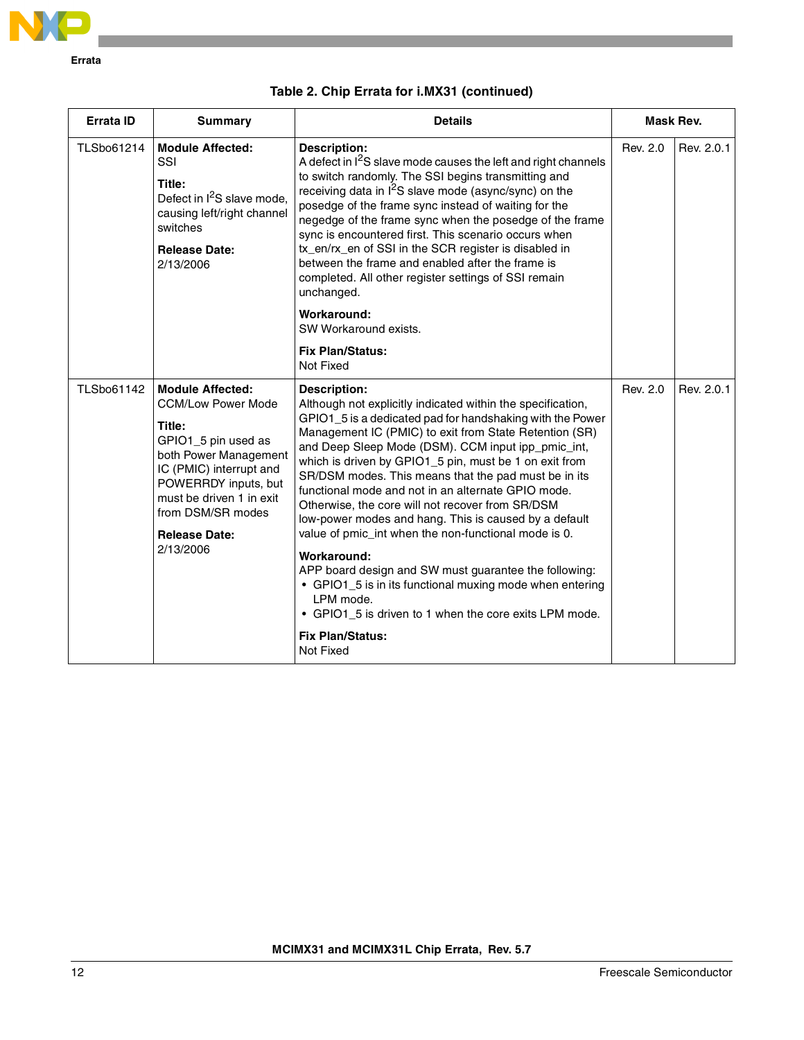**Table 2. Chip Errata for i.MX31 (continued)**

| Errata ID | Summary | Details | Mask Rev. | |
|---|---|---|---|---|
| TLSbo61214 | **Module Affected:** SSI<br><br>**Title:** Defect in I$^2$S slave mode, causing left/right channel switches<br><br>**Release Date:** 2/13/2006 | **Description:** A defect in I$^2$S slave mode causes the left and right channels to switch randomly. The SSI begins transmitting and receiving data in I$^2$S slave mode (async/sync) on the posedge of the frame sync instead of waiting for the negedge of the frame sync when the posedge of the frame sync is encountered first. This scenario occurs when tx_en/rx_en of SSI in the SCR register is disabled in between the frame and enabled after the frame is completed. All other register settings of SSI remain unchanged.<br><br>**Workaround:** SW Workaround exists.<br><br>**Fix Plan/Status:** Not Fixed | Rev. 2.0 | Rev. 2.0.1 |
| TLSbo61142 | **Module Affected:** CCM/Low Power Mode<br><br>**Title:** GPIO1_5 pin used as both Power Management IC (PMIC) interrupt and POWERRDY inputs, but must be driven 1 in exit from DSM/SR modes<br><br>**Release Date:** 2/13/2006 | **Description:** Although not explicitly indicated within the specification, GPIO1_5 is a dedicated pad for handshaking with the Power Management IC (PMIC) to exit from State Retention (SR) and Deep Sleep Mode (DSM). CCM input ipp_pmic_int, which is driven by GPIO1_5 pin, must be 1 on exit from SR/DSM modes. This means that the pad must be in its functional mode and not in an alternate GPIO mode. Otherwise, the core will not recover from SR/DSM low-power modes and hang. This is caused by a default value of pmic_int when the non-functional mode is 0.<br><br>**Workaround:** APP board design and SW must guarantee the following:<br>• GPIO1_5 is in its functional muxing mode when entering LPM mode.<br>• GPIO1_5 is driven to 1 when the core exits LPM mode.<br><br>**Fix Plan/Status:** Not Fixed | Rev. 2.0 | Rev. 2.0.1 |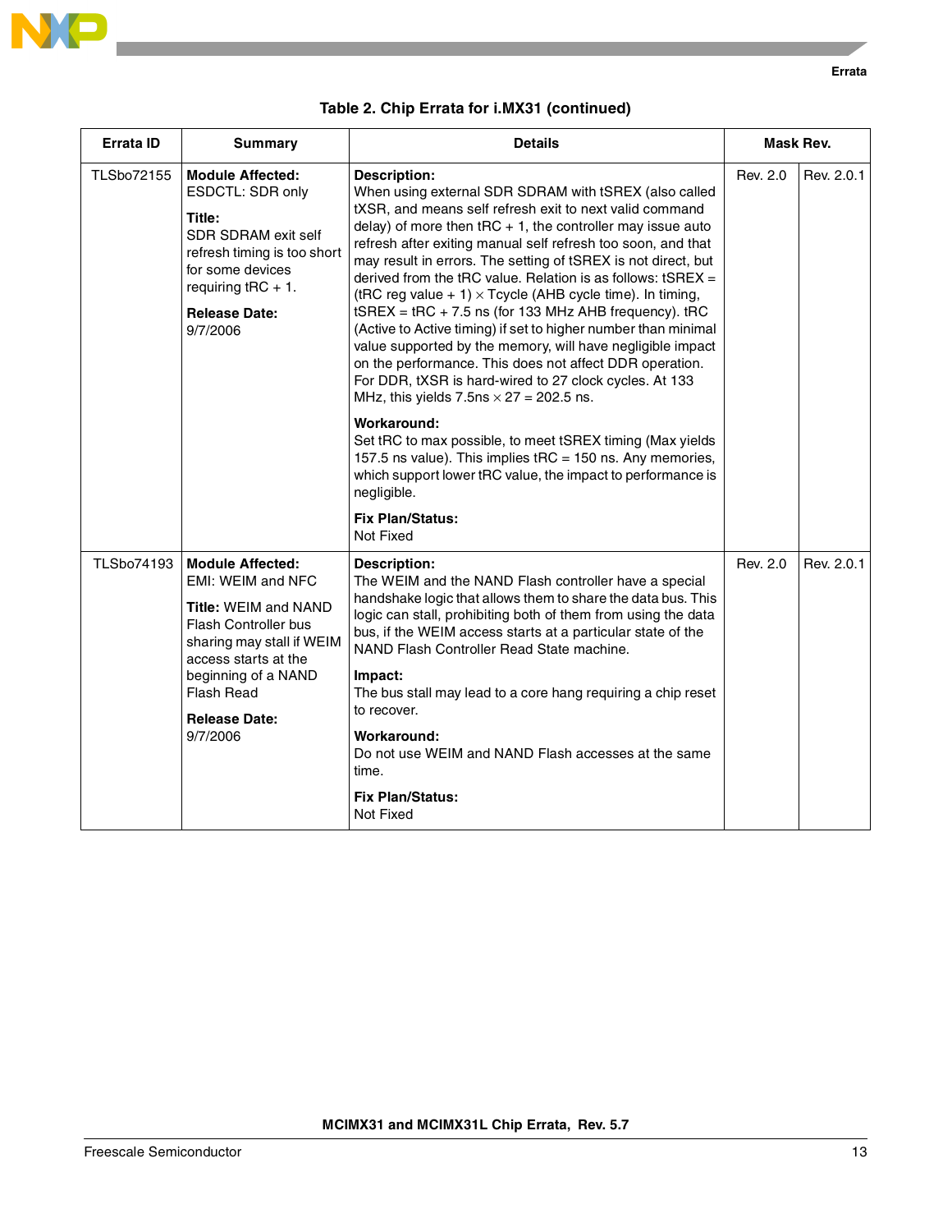**Table 2. Chip Errata for i.MX31 (continued)**

| Errata ID | Summary | Details | Mask Rev. | |
|---|---|---|---|---|
| TLSbo72155 | **Module Affected:** ESDCTL: SDR only<br><br>**Title:** SDR SDRAM exit self refresh timing is too short for some devices requiring tRC + 1.<br><br>**Release Date:** 9/7/2006 | **Description:** When using external SDR SDRAM with tSREX (also called tXSR, and means self refresh exit to next valid command delay) of more then tRC + 1, the controller may issue auto refresh after exiting manual self refresh too soon, and that may result in errors. The setting of tSREX is not direct, but derived from the tRC value. Relation is as follows: tSREX = (tRC reg value + 1) × Tcycle (AHB cycle time). In timing, tSREX = tRC + 7.5 ns (for 133 MHz AHB frequency). tRC (Active to Active timing) if set to higher number than minimal value supported by the memory, will have negligible impact on the performance. This does not affect DDR operation. For DDR, tXSR is hard-wired to 27 clock cycles. At 133 MHz, this yields 7.5ns × 27 = 202.5 ns.<br><br>**Workaround:** Set tRC to max possible, to meet tSREX timing (Max yields 157.5 ns value). This implies tRC = 150 ns. Any memories, which support lower tRC value, the impact to performance is negligible.<br><br>**Fix Plan/Status:** Not Fixed | Rev. 2.0 | Rev. 2.0.1 |
| TLSbo74193 | **Module Affected:** EMI: WEIM and NFC<br><br>**Title:** WEIM and NAND Flash Controller bus sharing may stall if WEIM access starts at the beginning of a NAND Flash Read<br><br>**Release Date:** 9/7/2006 | **Description:** The WEIM and the NAND Flash controller have a special handshake logic that allows them to share the data bus. This logic can stall, prohibiting both of them from using the data bus, if the WEIM access starts at a particular state of the NAND Flash Controller Read State machine.<br><br>**Impact:** The bus stall may lead to a core hang requiring a chip reset to recover.<br><br>**Workaround:** Do not use WEIM and NAND Flash accesses at the same time.<br><br>**Fix Plan/Status:** Not Fixed | Rev. 2.0 | Rev. 2.0.1 |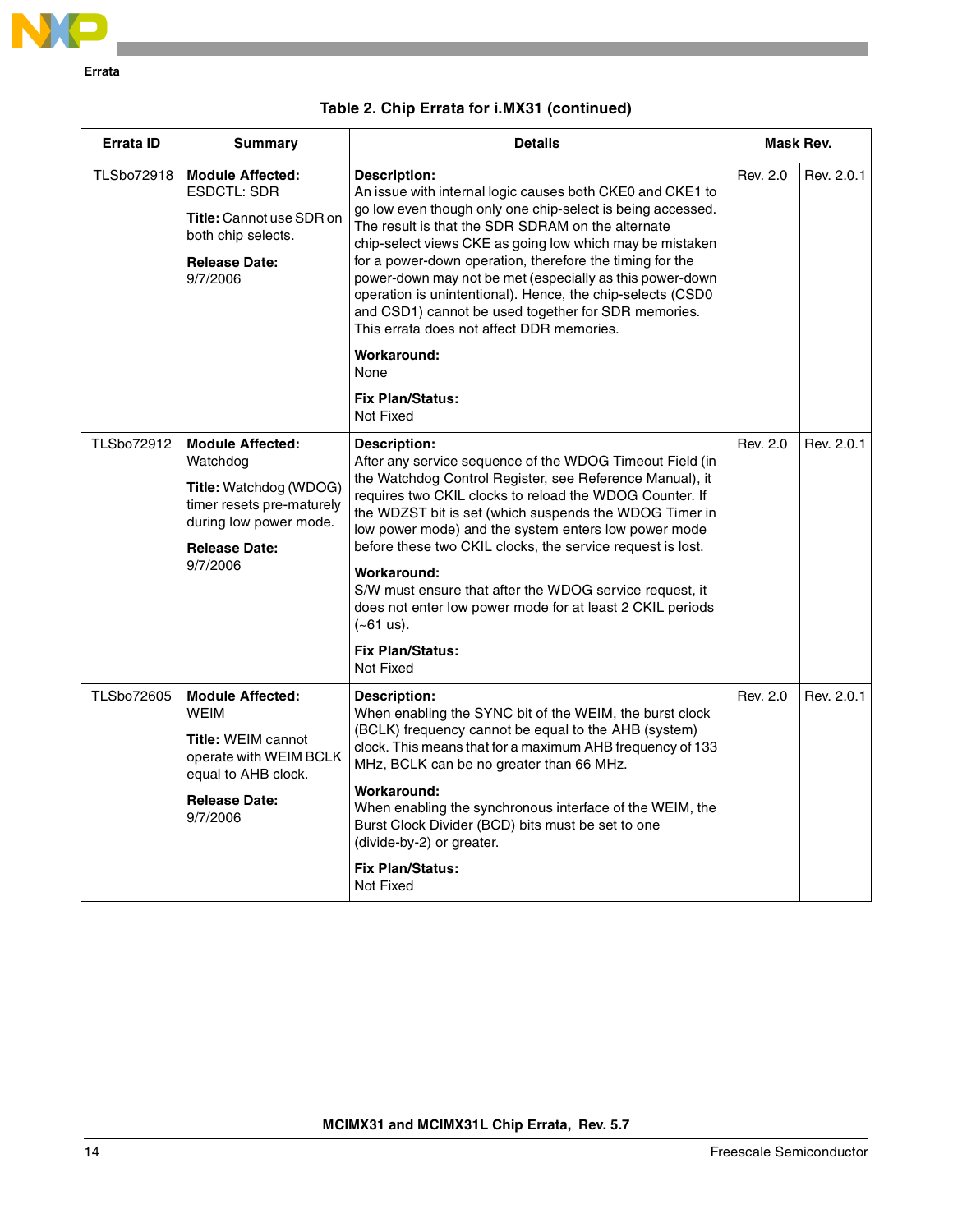**Table 2. Chip Errata for i.MX31 (continued)**

| Errata ID | Summary | Details | Mask Rev. | |
|---|---|---|---|---|
| TLSbo72918 | **Module Affected:** ESDCTL: SDR<br><br>**Title:** Cannot use SDR on both chip selects.<br><br>**Release Date:** 9/7/2006 | **Description:**<br>An issue with internal logic causes both CKE0 and CKE1 to go low even though only one chip-select is being accessed. The result is that the SDR SDRAM on the alternate chip-select views CKE as going low which may be mistaken for a power-down operation, therefore the timing for the power-down may not be met (especially as this power-down operation is unintentional). Hence, the chip-selects (CSD0 and CSD1) cannot be used together for SDR memories. This errata does not affect DDR memories.<br><br>**Workaround:**<br>None<br><br>**Fix Plan/Status:**<br>Not Fixed | Rev. 2.0 | Rev. 2.0.1 |
| TLSbo72912 | **Module Affected:** Watchdog<br><br>**Title:** Watchdog (WDOG) timer resets pre-maturely during low power mode.<br><br>**Release Date:** 9/7/2006 | **Description:**<br>After any service sequence of the WDOG Timeout Field (in the Watchdog Control Register, see Reference Manual), it requires two CKIL clocks to reload the WDOG Counter. If the WDZST bit is set (which suspends the WDOG Timer in low power mode) and the system enters low power mode before these two CKIL clocks, the service request is lost.<br><br>**Workaround:**<br>S/W must ensure that after the WDOG service request, it does not enter low power mode for at least 2 CKIL periods (~61 us).<br><br>**Fix Plan/Status:**<br>Not Fixed | Rev. 2.0 | Rev. 2.0.1 |
| TLSbo72605 | **Module Affected:** WEIM<br><br>**Title:** WEIM cannot operate with WEIM BCLK equal to AHB clock.<br><br>**Release Date:** 9/7/2006 | **Description:**<br>When enabling the SYNC bit of the WEIM, the burst clock (BCLK) frequency cannot be equal to the AHB (system) clock. This means that for a maximum AHB frequency of 133 MHz, BCLK can be no greater than 66 MHz.<br><br>**Workaround:**<br>When enabling the synchronous interface of the WEIM, the Burst Clock Divider (BCD) bits must be set to one (divide-by-2) or greater.<br><br>**Fix Plan/Status:**<br>Not Fixed | Rev. 2.0 | Rev. 2.0.1 |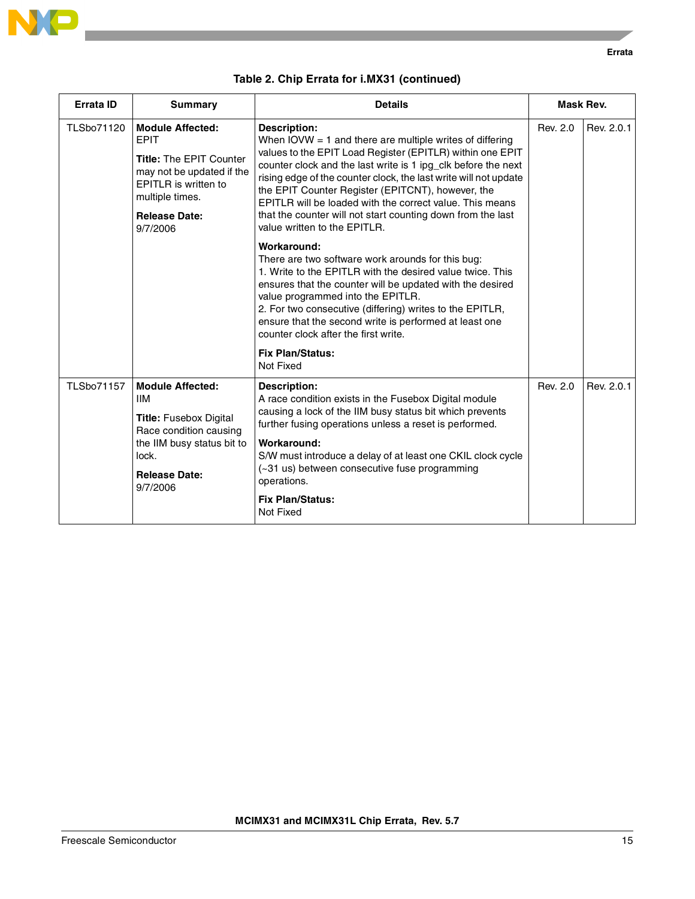**Table 2. Chip Errata for i.MX31 (continued)**

| Errata ID | Summary | Details | Mask Rev. | |
|---|---|---|---|---|
| TLSbo71120 | **Module Affected:** EPIT<br><br>**Title:** The EPIT Counter may not be updated if the EPITLR is written to multiple times.<br><br>**Release Date:** 9/7/2006 | **Description:**<br>When IOVW = 1 and there are multiple writes of differing values to the EPIT Load Register (EPITLR) within one EPIT counter clock and the last write is 1 ipg_clk before the next rising edge of the counter clock, the last write will not update the EPIT Counter Register (EPITCNT), however, the EPITLR will be loaded with the correct value. This means that the counter will not start counting down from the last value written to the EPITLR.<br><br>**Workaround:**<br>There are two software work arounds for this bug:<br>1. Write to the EPITLR with the desired value twice. This ensures that the counter will be updated with the desired value programmed into the EPITLR.<br>2. For two consecutive (differing) writes to the EPITLR, ensure that the second write is performed at least one counter clock after the first write.<br><br>**Fix Plan/Status:**<br>Not Fixed | Rev. 2.0 | Rev. 2.0.1 |
| TLSbo71157 | **Module Affected:** IIM<br><br>**Title:** Fusebox Digital Race condition causing the IIM busy status bit to lock.<br><br>**Release Date:** 9/7/2006 | **Description:**<br>A race condition exists in the Fusebox Digital module causing a lock of the IIM busy status bit which prevents further fusing operations unless a reset is performed.<br><br>**Workaround:**<br>S/W must introduce a delay of at least one CKIL clock cycle (~31 us) between consecutive fuse programming operations.<br><br>**Fix Plan/Status:**<br>Not Fixed | Rev. 2.0 | Rev. 2.0.1 |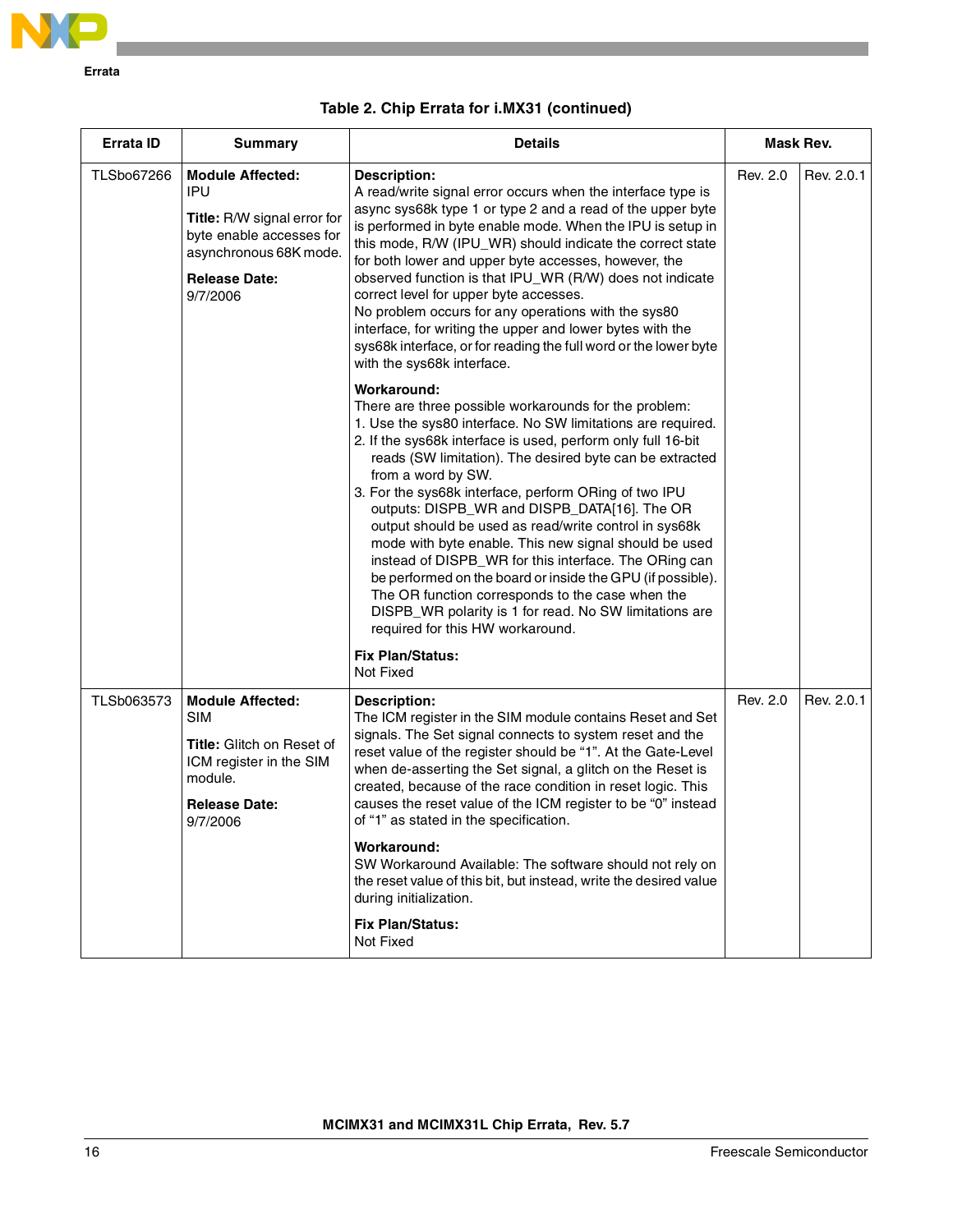**Errata**

**Table 2. Chip Errata for i.MX31 (continued)**

| Errata ID | Summary | Details | Mask Rev. | |
|---|---|---|---|---|
| TLSbo67266 | **Module Affected:** IPU<br><br>**Title:** R/W signal error for byte enable accesses for asynchronous 68K mode.<br><br>**Release Date:** 9/7/2006 | **Description:**<br>A read/write signal error occurs when the interface type is async sys68k type 1 or type 2 and a read of the upper byte is performed in byte enable mode. When the IPU is setup in this mode, R/W (IPU_WR) should indicate the correct state for both lower and upper byte accesses, however, the observed function is that IPU_WR (R/W) does not indicate correct level for upper byte accesses.<br>No problem occurs for any operations with the sys80 interface, for writing the upper and lower bytes with the sys68k interface, or for reading the full word or the lower byte with the sys68k interface.<br><br>**Workaround:**<br>There are three possible workarounds for the problem:<br>1. Use the sys80 interface. No SW limitations are required.<br>2. If the sys68k interface is used, perform only full 16-bit reads (SW limitation). The desired byte can be extracted from a word by SW.<br>3. For the sys68k interface, perform ORing of two IPU outputs: DISPB_WR and DISPB_DATA[16]. The OR output should be used as read/write control in sys68k mode with byte enable. This new signal should be used instead of DISPB_WR for this interface. The ORing can be performed on the board or inside the GPU (if possible). The OR function corresponds to the case when the DISPB_WR polarity is 1 for read. No SW limitations are required for this HW workaround.<br><br>**Fix Plan/Status:**<br>Not Fixed | Rev. 2.0 | Rev. 2.0.1 |
| TLSb063573 | **Module Affected:** SIM<br><br>**Title:** Glitch on Reset of ICM register in the SIM module.<br><br>**Release Date:** 9/7/2006 | **Description:**<br>The ICM register in the SIM module contains Reset and Set signals. The Set signal connects to system reset and the reset value of the register should be “1”. At the Gate-Level when de-asserting the Set signal, a glitch on the Reset is created, because of the race condition in reset logic. This causes the reset value of the ICM register to be “0” instead of “1” as stated in the specification.<br><br>**Workaround:**<br>SW Workaround Available: The software should not rely on the reset value of this bit, but instead, write the desired value during initialization.<br><br>**Fix Plan/Status:**<br>Not Fixed | Rev. 2.0 | Rev. 2.0.1 |

MCIMX31 and MCIMX31L Chip Errata, Rev. 5.7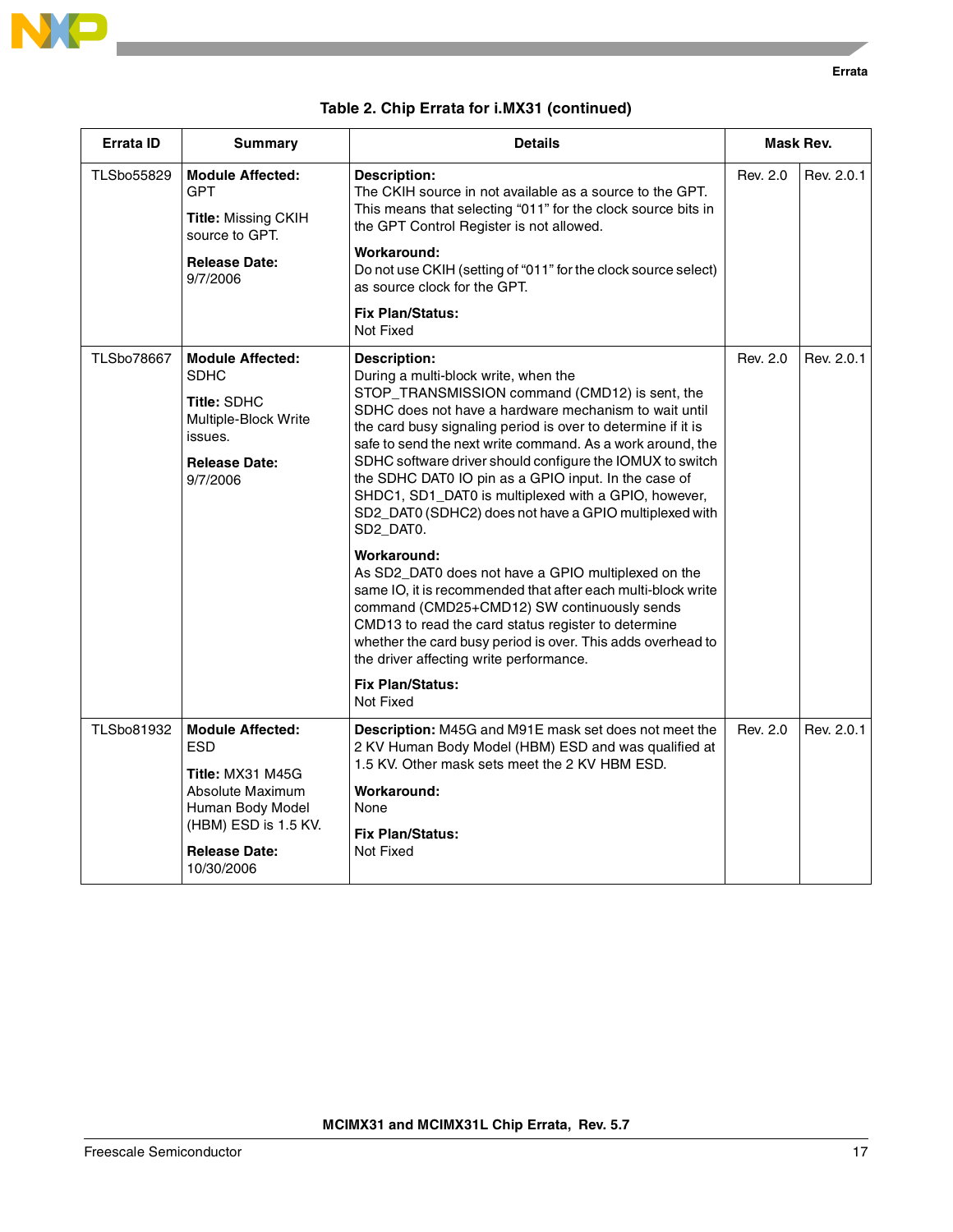**Table 2. Chip Errata for i.MX31 (continued)**

| Errata ID | Summary | Details | Mask Rev. | |
|---|---|---|---|---|
| TLSbo55829 | **Module Affected:** GPT<br><br>**Title:** Missing CKIH source to GPT.<br><br>**Release Date:** 9/7/2006 | **Description:**<br>The CKIH source in not available as a source to the GPT. This means that selecting "011" for the clock source bits in the GPT Control Register is not allowed.<br><br>**Workaround:**<br>Do not use CKIH (setting of "011" for the clock source select) as source clock for the GPT.<br><br>**Fix Plan/Status:**<br>Not Fixed | Rev. 2.0 | Rev. 2.0.1 |
| TLSbo78667 | **Module Affected:** SDHC<br><br>**Title:** SDHC Multiple-Block Write issues.<br><br>**Release Date:** 9/7/2006 | **Description:**<br>During a multi-block write, when the STOP_TRANSMISSION command (CMD12) is sent, the SDHC does not have a hardware mechanism to wait until the card busy signaling period is over to determine if it is safe to send the next write command. As a work around, the SDHC software driver should configure the IOMUX to switch the SDHC DAT0 IO pin as a GPIO input. In the case of SHDC1, SD1_DAT0 is multiplexed with a GPIO, however, SD2_DAT0 (SDHC2) does not have a GPIO multiplexed with SD2_DAT0.<br><br>**Workaround:**<br>As SD2_DAT0 does not have a GPIO multiplexed on the same IO, it is recommended that after each multi-block write command (CMD25+CMD12) SW continuously sends CMD13 to read the card status register to determine whether the card busy period is over. This adds overhead to the driver affecting write performance.<br><br>**Fix Plan/Status:**<br>Not Fixed | Rev. 2.0 | Rev. 2.0.1 |
| TLSbo81932 | **Module Affected:** ESD<br><br>**Title:** MX31 M45G Absolute Maximum Human Body Model (HBM) ESD is 1.5 KV.<br><br>**Release Date:** 10/30/2006 | **Description:** M45G and M91E mask set does not meet the 2 KV Human Body Model (HBM) ESD and was qualified at 1.5 KV. Other mask sets meet the 2 KV HBM ESD.<br><br>**Workaround:**<br>None<br><br>**Fix Plan/Status:**<br>Not Fixed | Rev. 2.0 | Rev. 2.0.1 |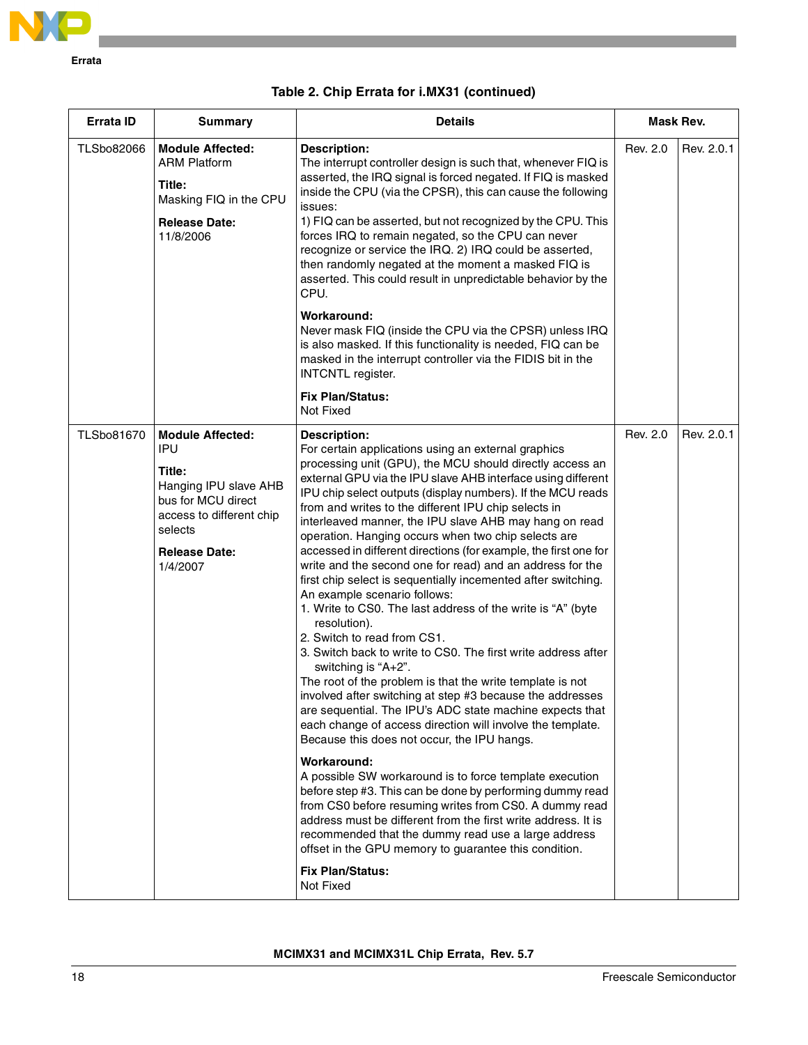**Table 2. Chip Errata for i.MX31 (continued)**

| Errata ID | Summary | Details | Mask Rev. | |
|---|---|---|---|---|
| TLSbo82066 | **Module Affected:**<br>ARM Platform<br><br>**Title:**<br>Masking FIQ in the CPU<br><br>**Release Date:**<br>11/8/2006 | **Description:**<br>The interrupt controller design is such that, whenever FIQ is asserted, the IRQ signal is forced negated. If FIQ is masked inside the CPU (via the CPSR), this can cause the following issues:<br>1) FIQ can be asserted, but not recognized by the CPU. This forces IRQ to remain negated, so the CPU can never recognize or service the IRQ. 2) IRQ could be asserted, then randomly negated at the moment a masked FIQ is asserted. This could result in unpredictable behavior by the CPU.<br><br>**Workaround:**<br>Never mask FIQ (inside the CPU via the CPSR) unless IRQ is also masked. If this functionality is needed, FIQ can be masked in the interrupt controller via the FIDIS bit in the INTCNTL register.<br><br>**Fix Plan/Status:**<br>Not Fixed | Rev. 2.0 | Rev. 2.0.1 |
| TLSbo81670 | **Module Affected:**<br>IPU<br><br>**Title:**<br>Hanging IPU slave AHB bus for MCU direct access to different chip selects<br><br>**Release Date:**<br>1/4/2007 | **Description:**<br>For certain applications using an external graphics processing unit (GPU), the MCU should directly access an external GPU via the IPU slave AHB interface using different IPU chip select outputs (display numbers). If the MCU reads from and writes to the different IPU chip selects in interleaved manner, the IPU slave AHB may hang on read operation. Hanging occurs when two chip selects are accessed in different directions (for example, the first one for write and the second one for read) and an address for the first chip select is sequentially incemented after switching. An example scenario follows:<br>1. Write to CS0. The last address of the write is “A” (byte resolution).<br>2. Switch to read from CS1.<br>3. Switch back to write to CS0. The first write address after switching is “A+2”.<br>The root of the problem is that the write template is not involved after switching at step #3 because the addresses are sequential. The IPU’s ADC state machine expects that each change of access direction will involve the template. Because this does not occur, the IPU hangs.<br><br>**Workaround:**<br>A possible SW workaround is to force template execution before step #3. This can be done by performing dummy read from CS0 before resuming writes from CS0. A dummy read address must be different from the first write address. It is recommended that the dummy read use a large address offset in the GPU memory to guarantee this condition.<br><br>**Fix Plan/Status:**<br>Not Fixed | Rev. 2.0 | Rev. 2.0.1 |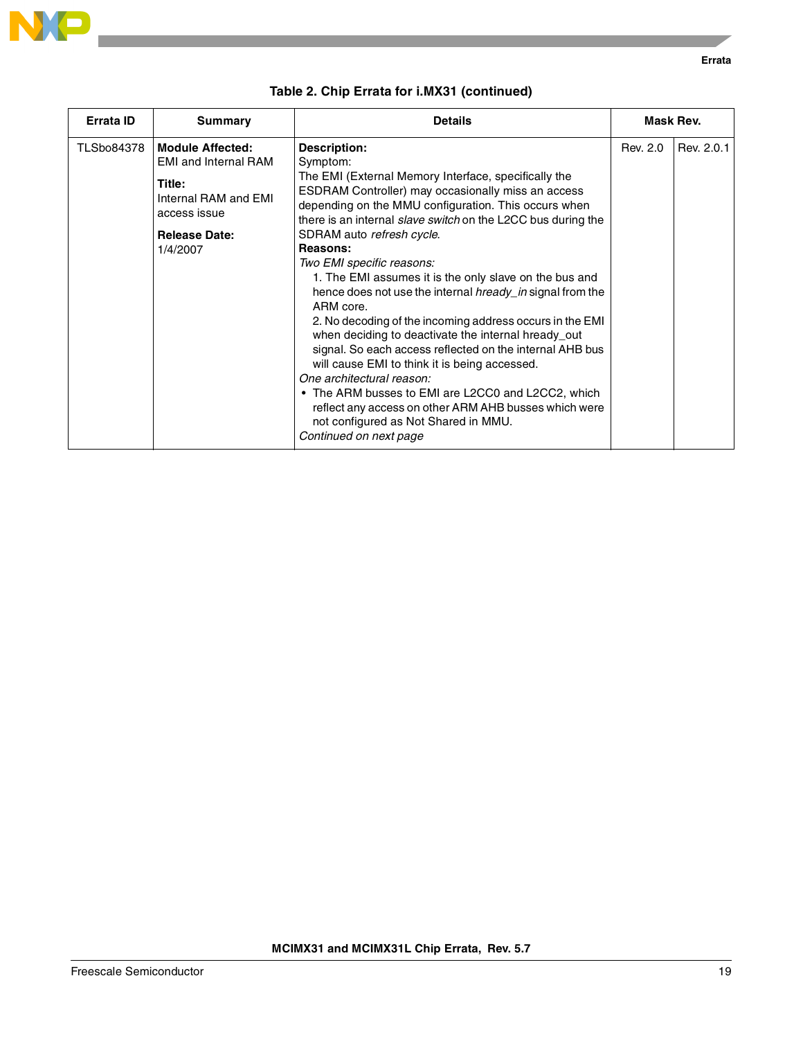**Table 2. Chip Errata for i.MX31 (continued)**

| Errata ID | Summary | Details | Mask Rev. | |
|---|---|---|---|---|
| TLSbo84378 | **Module Affected:** EMI and Internal RAM<br><br>**Title:** Internal RAM and EMI access issue<br><br>**Release Date:** 1/4/2007 | **Description:**<br>Symptom:<br>The EMI (External Memory Interface, specifically the ESDRAM Controller) may occasionally miss an access depending on the MMU configuration. This occurs when there is an internal *slave switch* on the L2CC bus during the SDRAM auto *refresh cycle*.<br>**Reasons:**<br>*Two EMI specific reasons:*<br>1. The EMI assumes it is the only slave on the bus and hence does not use the internal *hready_in* signal from the ARM core.<br>2. No decoding of the incoming address occurs in the EMI when deciding to deactivate the internal hready_out signal. So each access reflected on the internal AHB bus will cause EMI to think it is being accessed.<br>*One architectural reason:*<br>• The ARM busses to EMI are L2CC0 and L2CC2, which reflect any access on other ARM AHB busses which were not configured as Not Shared in MMU.<br>*Continued on next page* | Rev. 2.0 | Rev. 2.0.1 |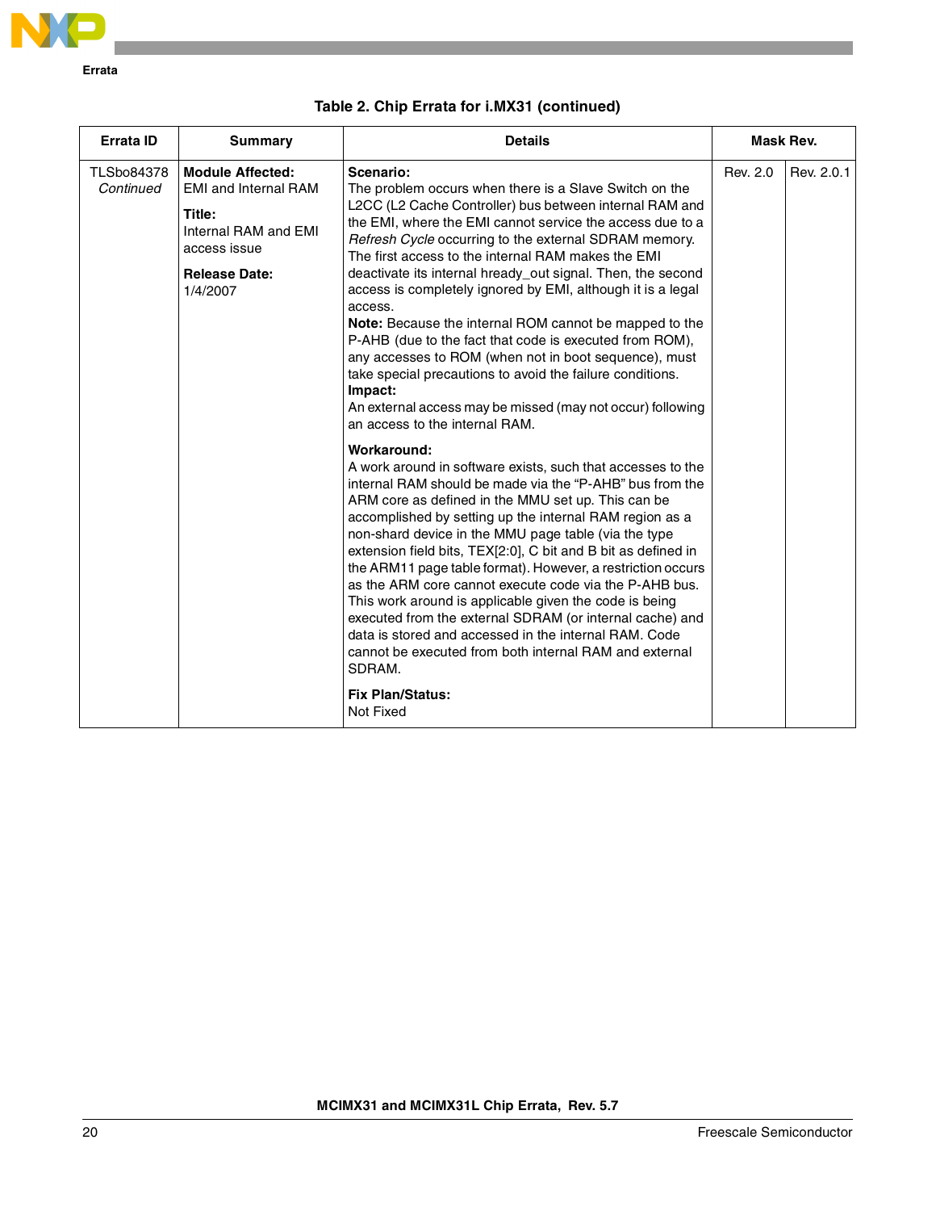**Table 2. Chip Errata for i.MX31 (continued)**

| Errata ID | Summary | Details | Mask Rev. | |
|---|---|---|---|---|
| TLSbo84378 *Continued* | **Module Affected:** EMI and Internal RAM<br><br>**Title:** Internal RAM and EMI access issue<br><br>**Release Date:** 1/4/2007 | **Scenario:**<br>The problem occurs when there is a Slave Switch on the L2CC (L2 Cache Controller) bus between internal RAM and the EMI, where the EMI cannot service the access due to a *Refresh Cycle* occurring to the external SDRAM memory. The first access to the internal RAM makes the EMI deactivate its internal hready_out signal. Then, the second access is completely ignored by EMI, although it is a legal access.<br>**Note:** Because the internal ROM cannot be mapped to the P-AHB (due to the fact that code is executed from ROM), any accesses to ROM (when not in boot sequence), must take special precautions to avoid the failure conditions.<br>**Impact:**<br>An external access may be missed (may not occur) following an access to the internal RAM.<br><br>**Workaround:**<br>A work around in software exists, such that accesses to the internal RAM should be made via the “P-AHB” bus from the ARM core as defined in the MMU set up. This can be accomplished by setting up the internal RAM region as a non-shard device in the MMU page table (via the type extension field bits, TEX[2:0], C bit and B bit as defined in the ARM11 page table format). However, a restriction occurs as the ARM core cannot execute code via the P-AHB bus. This work around is applicable given the code is being executed from the external SDRAM (or internal cache) and data is stored and accessed in the internal RAM. Code cannot be executed from both internal RAM and external SDRAM.<br><br>**Fix Plan/Status:**<br>Not Fixed | Rev. 2.0 | Rev. 2.0.1 |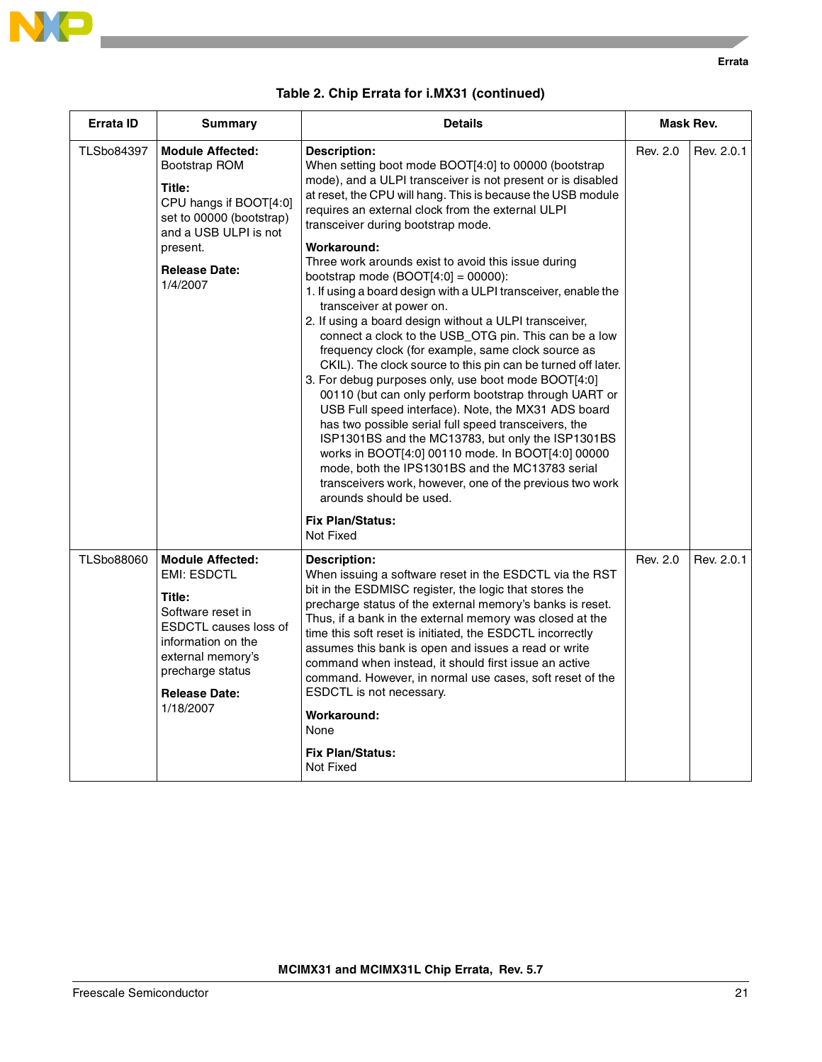**Table 2. Chip Errata for i.MX31 (continued)**

| Errata ID | Summary | Details | Mask Rev. | |
|---|---|---|---|---|
| TLSbo84397 | **Module Affected:**<br>Bootstrap ROM<br><br>**Title:**<br>CPU hangs if BOOT[4:0] set to 00000 (bootstrap) and a USB ULPI is not present.<br><br>**Release Date:**<br>1/4/2007 | **Description:**<br>When setting boot mode BOOT[4:0] to 00000 (bootstrap mode), and a ULPI transceiver is not present or is disabled at reset, the CPU will hang. This is because the USB module requires an external clock from the external ULPI transceiver during bootstrap mode.<br><br>**Workaround:**<br>Three work arounds exist to avoid this issue during bootstrap mode (BOOT[4:0] = 00000):<br>1. If using a board design with a ULPI transceiver, enable the transceiver at power on.<br>2. If using a board design without a ULPI transceiver, connect a clock to the USB_OTG pin. This can be a low frequency clock (for example, same clock source as CKIL). The clock source to this pin can be turned off later.<br>3. For debug purposes only, use boot mode BOOT[4:0] 00110 (but can only perform bootstrap through UART or USB Full speed interface). Note, the MX31 ADS board has two possible serial full speed transceivers, the ISP1301BS and the MC13783, but only the ISP1301BS works in BOOT[4:0] 00110 mode. In BOOT[4:0] 00000 mode, both the IPS1301BS and the MC13783 serial transceivers work, however, one of the previous two work arounds should be used.<br><br>**Fix Plan/Status:**<br>Not Fixed | Rev. 2.0 | Rev. 2.0.1 |
| TLSbo88060 | **Module Affected:**<br>EMI: ESDCTL<br><br>**Title:**<br>Software reset in ESDCTL causes loss of information on the external memory's precharge status<br><br>**Release Date:**<br>1/18/2007 | **Description:**<br>When issuing a software reset in the ESDCTL via the RST bit in the ESDMISC register, the logic that stores the precharge status of the external memory's banks is reset. Thus, if a bank in the external memory was closed at the time this soft reset is initiated, the ESDCTL incorrectly assumes this bank is open and issues a read or write command when instead, it should first issue an active command. However, in normal use cases, soft reset of the ESDCTL is not necessary.<br><br>**Workaround:**<br>None<br><br>**Fix Plan/Status:**<br>Not Fixed | Rev. 2.0 | Rev. 2.0.1 |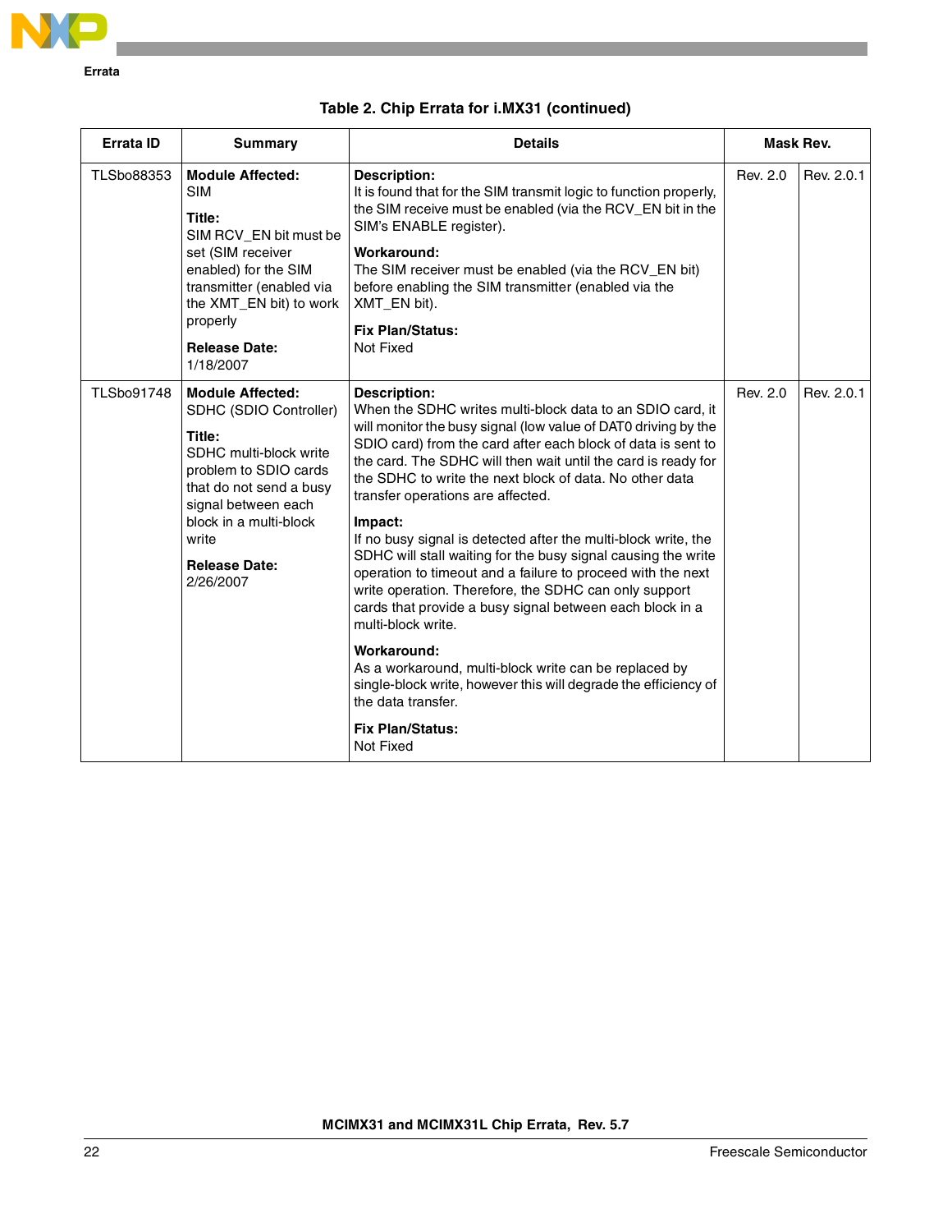**Table 2. Chip Errata for i.MX31 (continued)**

| Errata ID | Summary | Details | Mask Rev. | |
|---|---|---|---|---|
| TLSbo88353 | **Module Affected:** SIM<br><br>**Title:** SIM RCV_EN bit must be set (SIM receiver enabled) for the SIM transmitter (enabled via the XMT_EN bit) to work properly<br><br>**Release Date:** 1/18/2007 | **Description:** It is found that for the SIM transmit logic to function properly, the SIM receive must be enabled (via the RCV_EN bit in the SIM's ENABLE register).<br><br>**Workaround:** The SIM receiver must be enabled (via the RCV_EN bit) before enabling the SIM transmitter (enabled via the XMT_EN bit).<br><br>**Fix Plan/Status:** Not Fixed | Rev. 2.0 | Rev. 2.0.1 |
| TLSbo91748 | **Module Affected:** SDHC (SDIO Controller)<br><br>**Title:** SDHC multi-block write problem to SDIO cards that do not send a busy signal between each block in a multi-block write<br><br>**Release Date:** 2/26/2007 | **Description:** When the SDHC writes multi-block data to an SDIO card, it will monitor the busy signal (low value of DAT0 driving by the SDIO card) from the card after each block of data is sent to the card. The SDHC will then wait until the card is ready for the SDHC to write the next block of data. No other data transfer operations are affected.<br><br>**Impact:** If no busy signal is detected after the multi-block write, the SDHC will stall waiting for the busy signal causing the write operation to timeout and a failure to proceed with the next write operation. Therefore, the SDHC can only support cards that provide a busy signal between each block in a multi-block write.<br><br>**Workaround:** As a workaround, multi-block write can be replaced by single-block write, however this will degrade the efficiency of the data transfer.<br><br>**Fix Plan/Status:** Not Fixed | Rev. 2.0 | Rev. 2.0.1 |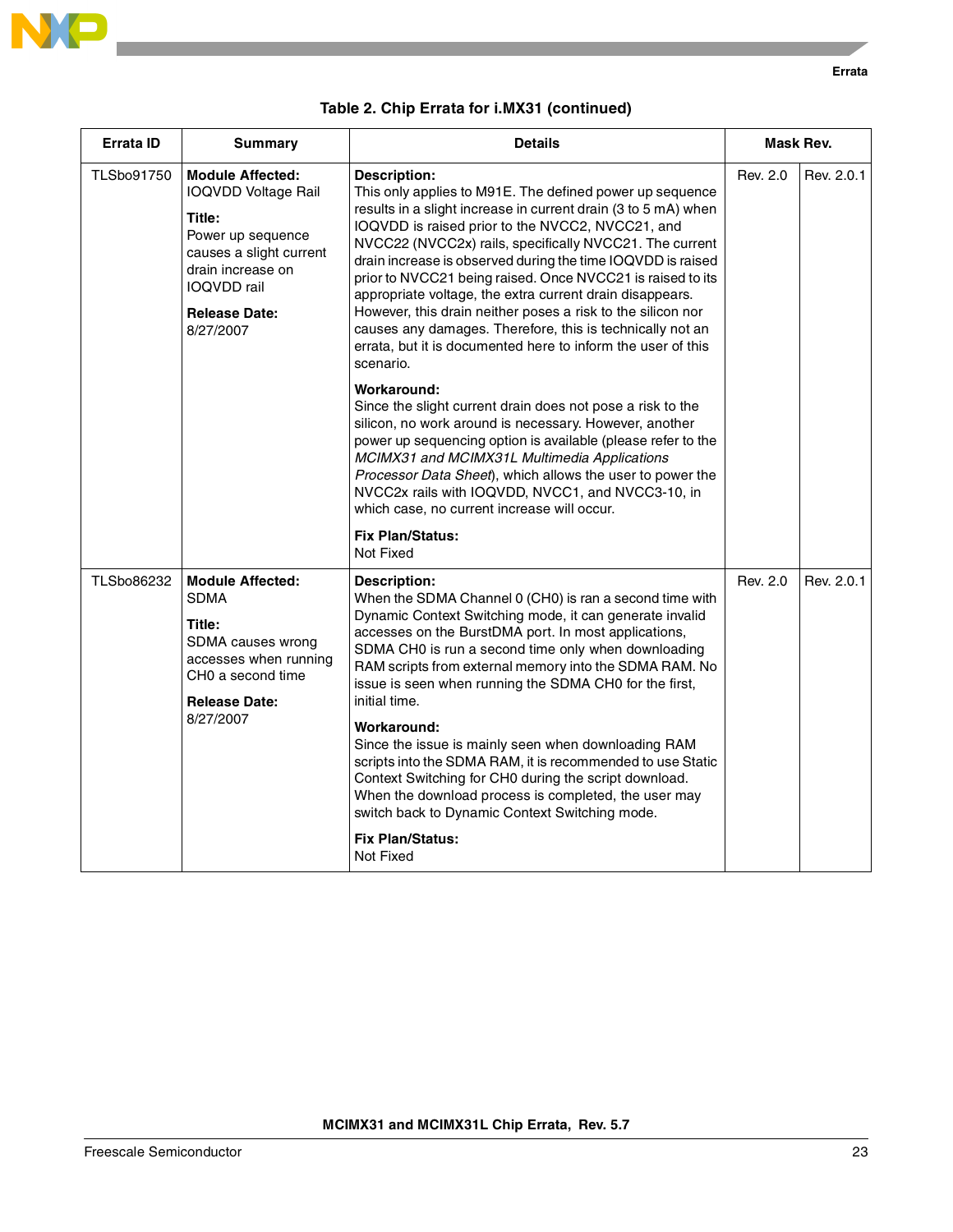**Table 2. Chip Errata for i.MX31 (continued)**

| Errata ID | Summary | Details | Mask Rev. | |
|---|---|---|---|---|
| TLSbo91750 | **Module Affected:** IOQVDD Voltage Rail<br><br>**Title:** Power up sequence causes a slight current drain increase on IOQVDD rail<br><br>**Release Date:** 8/27/2007 | **Description:** This only applies to M91E. The defined power up sequence results in a slight increase in current drain (3 to 5 mA) when IOQVDD is raised prior to the NVCC2, NVCC21, and NVCC22 (NVCC2x) rails, specifically NVCC21. The current drain increase is observed during the time IOQVDD is raised prior to NVCC21 being raised. Once NVCC21 is raised to its appropriate voltage, the extra current drain disappears. However, this drain neither poses a risk to the silicon nor causes any damages. Therefore, this is technically not an errata, but it is documented here to inform the user of this scenario.<br><br>**Workaround:** Since the slight current drain does not pose a risk to the silicon, no work around is necessary. However, another power up sequencing option is available (please refer to the *MCIMX31 and MCIMX31L Multimedia Applications Processor Data Sheet*), which allows the user to power the NVCC2x rails with IOQVDD, NVCC1, and NVCC3-10, in which case, no current increase will occur.<br><br>**Fix Plan/Status:** Not Fixed | Rev. 2.0 | Rev. 2.0.1 |
| TLSbo86232 | **Module Affected:** SDMA<br><br>**Title:** SDMA causes wrong accesses when running CH0 a second time<br><br>**Release Date:** 8/27/2007 | **Description:** When the SDMA Channel 0 (CH0) is ran a second time with Dynamic Context Switching mode, it can generate invalid accesses on the BurstDMA port. In most applications, SDMA CH0 is run a second time only when downloading RAM scripts from external memory into the SDMA RAM. No issue is seen when running the SDMA CH0 for the first, initial time.<br><br>**Workaround:** Since the issue is mainly seen when downloading RAM scripts into the SDMA RAM, it is recommended to use Static Context Switching for CH0 during the script download. When the download process is completed, the user may switch back to Dynamic Context Switching mode.<br><br>**Fix Plan/Status:** Not Fixed | Rev. 2.0 | Rev. 2.0.1 |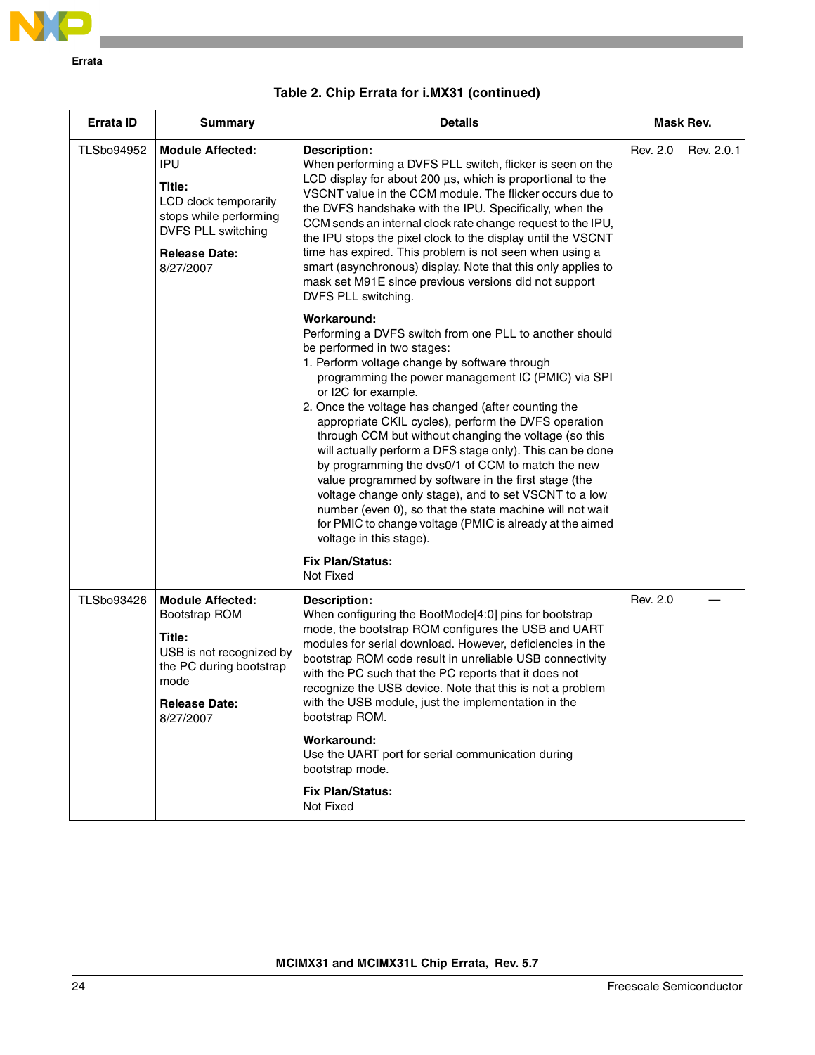**Table 2. Chip Errata for i.MX31 (continued)**

| Errata ID | Summary | Details | Mask Rev. | |
|---|---|---|---|---|
| TLSbo94952 | **Module Affected:** IPU<br><br>**Title:** LCD clock temporarily stops while performing DVFS PLL switching<br><br>**Release Date:** 8/27/2007 | **Description:**<br>When performing a DVFS PLL switch, flicker is seen on the LCD display for about 200 µs, which is proportional to the VSCNT value in the CCM module. The flicker occurs due to the DVFS handshake with the IPU. Specifically, when the CCM sends an internal clock rate change request to the IPU, the IPU stops the pixel clock to the display until the VSCNT time has expired. This problem is not seen when using a smart (asynchronous) display. Note that this only applies to mask set M91E since previous versions did not support DVFS PLL switching.<br><br>**Workaround:**<br>Performing a DVFS switch from one PLL to another should be performed in two stages:<br>1. Perform voltage change by software through programming the power management IC (PMIC) via SPI or I2C for example.<br>2. Once the voltage has changed (after counting the appropriate CKIL cycles), perform the DVFS operation through CCM but without changing the voltage (so this will actually perform a DFS stage only). This can be done by programming the dvs0/1 of CCM to match the new value programmed by software in the first stage (the voltage change only stage), and to set VSCNT to a low number (even 0), so that the state machine will not wait for PMIC to change voltage (PMIC is already at the aimed voltage in this stage).<br><br>**Fix Plan/Status:**<br>Not Fixed | Rev. 2.0 | Rev. 2.0.1 |
| TLSbo93426 | **Module Affected:** Bootstrap ROM<br><br>**Title:** USB is not recognized by the PC during bootstrap mode<br><br>**Release Date:** 8/27/2007 | **Description:**<br>When configuring the BootMode[4:0] pins for bootstrap mode, the bootstrap ROM configures the USB and UART modules for serial download. However, deficiencies in the bootstrap ROM code result in unreliable USB connectivity with the PC such that the PC reports that it does not recognize the USB device. Note that this is not a problem with the USB module, just the implementation in the bootstrap ROM.<br><br>**Workaround:**<br>Use the UART port for serial communication during bootstrap mode.<br><br>**Fix Plan/Status:**<br>Not Fixed | Rev. 2.0 | — |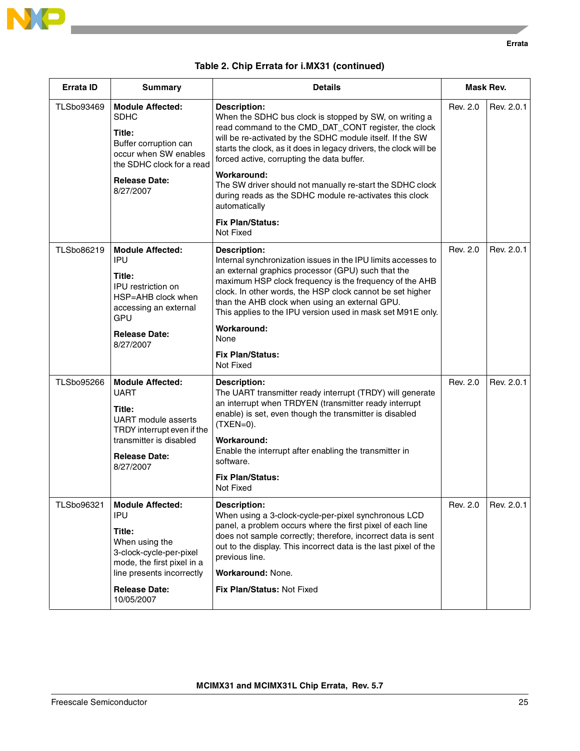**Table 2. Chip Errata for i.MX31 (continued)**

| Errata ID | Summary | Details | Mask Rev. | |
|---|---|---|---|---|
| TLSbo93469 | **Module Affected:** SDHC<br><br>**Title:** Buffer corruption can occur when SW enables the SDHC clock for a read<br><br>**Release Date:** 8/27/2007 | **Description:** When the SDHC bus clock is stopped by SW, on writing a read command to the CMD_DAT_CONT register, the clock will be re-activated by the SDHC module itself. If the SW starts the clock, as it does in legacy drivers, the clock will be forced active, corrupting the data buffer.<br><br>**Workaround:** The SW driver should not manually re-start the SDHC clock during reads as the SDHC module re-activates this clock automatically<br><br>**Fix Plan/Status:** Not Fixed | Rev. 2.0 | Rev. 2.0.1 |
| TLSbo86219 | **Module Affected:** IPU<br><br>**Title:** IPU restriction on HSP=AHB clock when accessing an external GPU<br><br>**Release Date:** 8/27/2007 | **Description:** Internal synchronization issues in the IPU limits accesses to an external graphics processor (GPU) such that the maximum HSP clock frequency is the frequency of the AHB clock. In other words, the HSP clock cannot be set higher than the AHB clock when using an external GPU. This applies to the IPU version used in mask set M91E only.<br><br>**Workaround:** None<br><br>**Fix Plan/Status:** Not Fixed | Rev. 2.0 | Rev. 2.0.1 |
| TLSbo95266 | **Module Affected:** UART<br><br>**Title:** UART module asserts TRDY interrupt even if the transmitter is disabled<br><br>**Release Date:** 8/27/2007 | **Description:** The UART transmitter ready interrupt (TRDY) will generate an interrupt when TRDYEN (transmitter ready interrupt enable) is set, even though the transmitter is disabled (TXEN=0).<br><br>**Workaround:** Enable the interrupt after enabling the transmitter in software.<br><br>**Fix Plan/Status:** Not Fixed | Rev. 2.0 | Rev. 2.0.1 |
| TLSbo96321 | **Module Affected:** IPU<br><br>**Title:** When using the 3-clock-cycle-per-pixel mode, the first pixel in a line presents incorrectly<br><br>**Release Date:** 10/05/2007 | **Description:** When using a 3-clock-cycle-per-pixel synchronous LCD panel, a problem occurs where the first pixel of each line does not sample correctly; therefore, incorrect data is sent out to the display. This incorrect data is the last pixel of the previous line.<br><br>**Workaround:** None.<br><br>**Fix Plan/Status:** Not Fixed | Rev. 2.0 | Rev. 2.0.1 |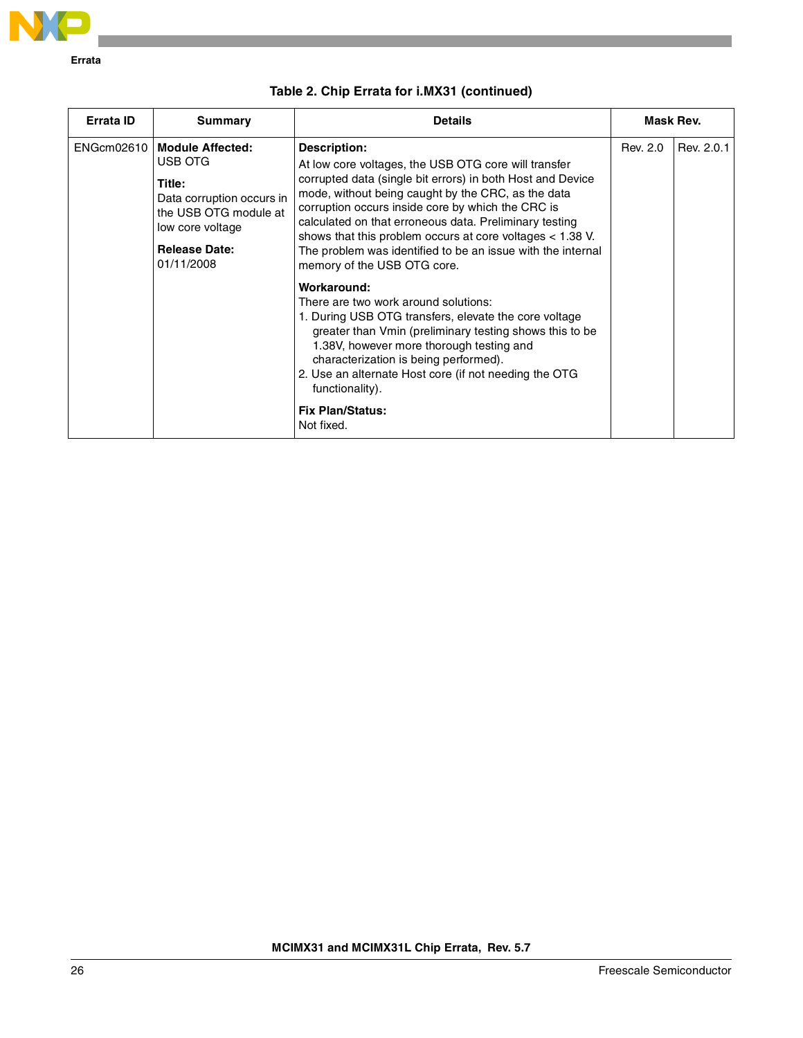**Table 2. Chip Errata for i.MX31 (continued)**

| Errata ID | Summary | Details | Mask Rev. | |
|---|---|---|---|---|
| ENGcm02610 | **Module Affected:** USB OTG<br><br>**Title:** Data corruption occurs in the USB OTG module at low core voltage<br><br>**Release Date:** 01/11/2008 | **Description:**<br>At low core voltages, the USB OTG core will transfer corrupted data (single bit errors) in both Host and Device mode, without being caught by the CRC, as the data corruption occurs inside core by which the CRC is calculated on that erroneous data. Preliminary testing shows that this problem occurs at core voltages < 1.38 V. The problem was identified to be an issue with the internal memory of the USB OTG core.<br><br>**Workaround:**<br>There are two work around solutions:<br>1. During USB OTG transfers, elevate the core voltage greater than Vmin (preliminary testing shows this to be 1.38V, however more thorough testing and characterization is being performed).<br>2. Use an alternate Host core (if not needing the OTG functionality).<br><br>**Fix Plan/Status:**<br>Not fixed. | Rev. 2.0 | Rev. 2.0.1 |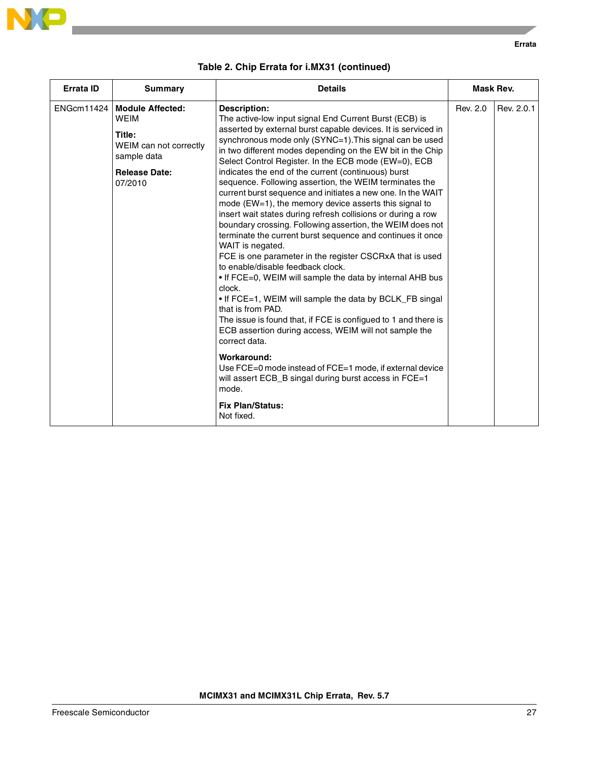**Table 2. Chip Errata for i.MX31 (continued)**

| Errata ID | Summary | Details | Mask Rev. | |
|---|---|---|---|---|
| ENGcm11424 | **Module Affected:**<br>WEIM<br><br>**Title:**<br>WEIM can not correctly sample data<br><br>**Release Date:**<br>07/2010 | **Description:**<br>The active-low input signal End Current Burst (ECB) is asserted by external burst capable devices. It is serviced in synchronous mode only (SYNC=1).This signal can be used in two different modes depending on the EW bit in the Chip Select Control Register. In the ECB mode (EW=0), ECB indicates the end of the current (continuous) burst sequence. Following assertion, the WEIM terminates the current burst sequence and initiates a new one. In the WAIT mode (EW=1), the memory device asserts this signal to insert wait states during refresh collisions or during a row boundary crossing. Following assertion, the WEIM does not terminate the current burst sequence and continues it once WAIT is negated.<br>FCE is one parameter in the register CSCRxA that is used to enable/disable feedback clock.<br>• If FCE=0, WEIM will sample the data by internal AHB bus clock.<br>• If FCE=1, WEIM will sample the data by BCLK_FB singal that is from PAD.<br>The issue is found that, if FCE is configued to 1 and there is ECB assertion during access, WEIM will not sample the correct data.<br><br>**Workaround:**<br>Use FCE=0 mode instead of FCE=1 mode, if external device will assert ECB_B singal during burst access in FCE=1 mode.<br><br>**Fix Plan/Status:**<br>Not fixed. | Rev. 2.0 | Rev. 2.0.1 |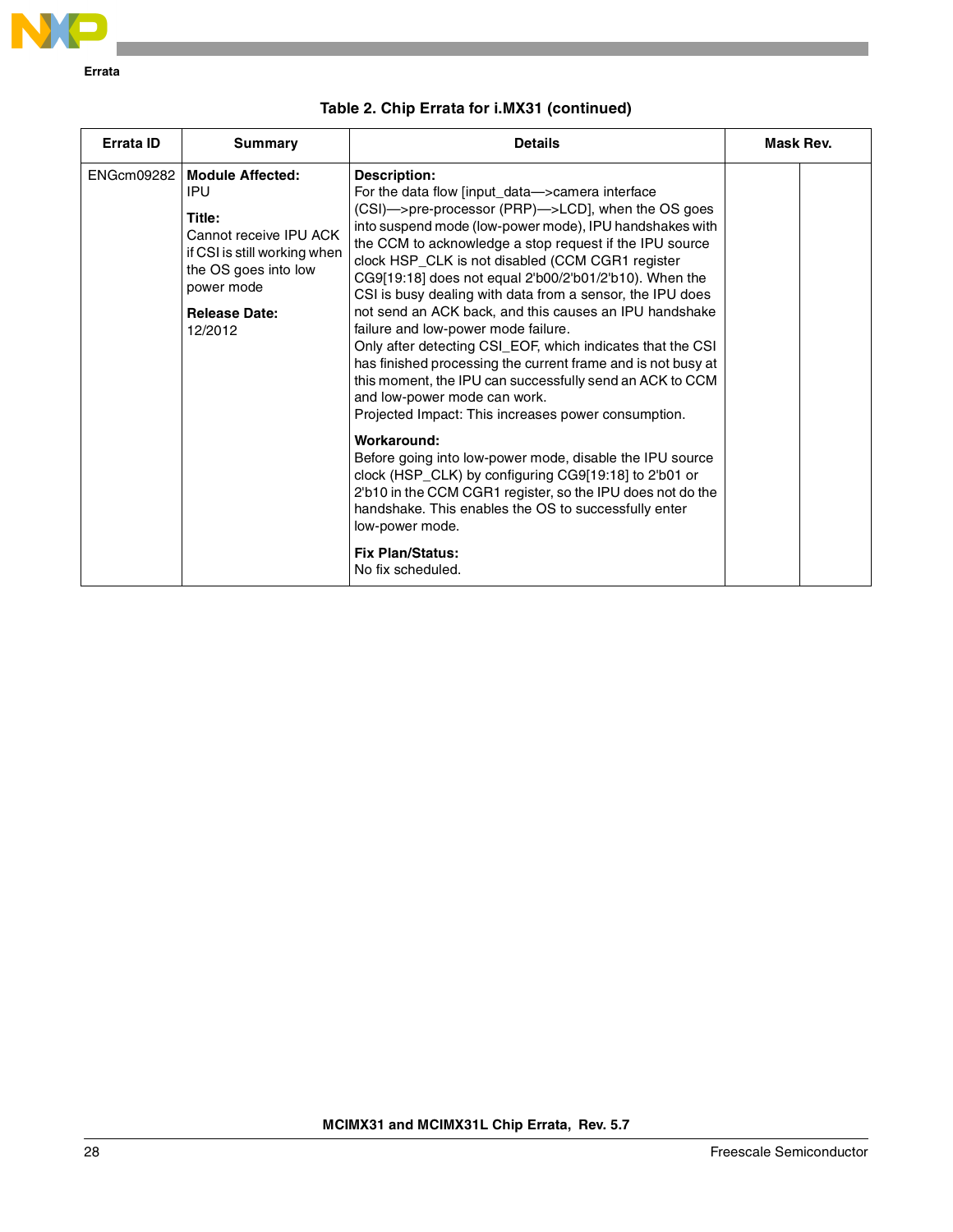**Table 2. Chip Errata for i.MX31 (continued)**

| Errata ID | Summary | Details | Mask Rev. | |
|---|---|---|---|---|
| ENGcm09282 | **Module Affected:**<br>IPU<br><br>**Title:**<br>Cannot receive IPU ACK if CSI is still working when the OS goes into low power mode<br><br>**Release Date:**<br>12/2012 | **Description:**<br>For the data flow [input_data—>camera interface (CSI)—>pre-processor (PRP)—>LCD], when the OS goes into suspend mode (low-power mode), IPU handshakes with the CCM to acknowledge a stop request if the IPU source clock HSP_CLK is not disabled (CCM CGR1 register CG9[19:18] does not equal 2'b00/2'b01/2'b10). When the CSI is busy dealing with data from a sensor, the IPU does not send an ACK back, and this causes an IPU handshake failure and low-power mode failure.<br>Only after detecting CSI_EOF, which indicates that the CSI has finished processing the current frame and is not busy at this moment, the IPU can successfully send an ACK to CCM and low-power mode can work.<br>Projected Impact: This increases power consumption.<br><br>**Workaround:**<br>Before going into low-power mode, disable the IPU source clock (HSP_CLK) by configuring CG9[19:18] to 2'b01 or 2'b10 in the CCM CGR1 register, so the IPU does not do the handshake. This enables the OS to successfully enter low-power mode.<br><br>**Fix Plan/Status:**<br>No fix scheduled. | | |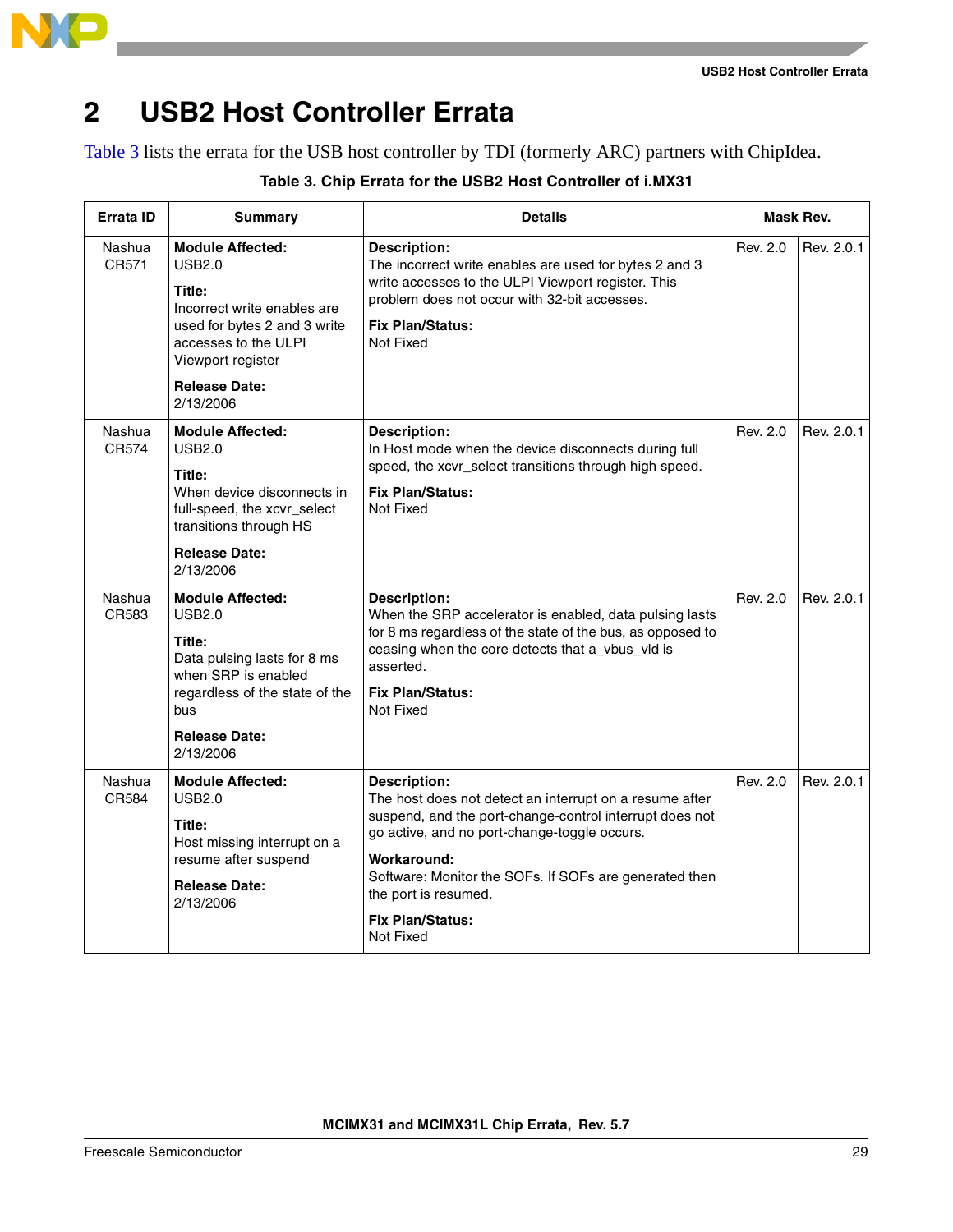# 2 USB2 Host Controller Errata

Table 3 lists the errata for the USB host controller by TDI (formerly ARC) partners with ChipIdea.

**Table 3. Chip Errata for the USB2 Host Controller of i.MX31**

| Errata ID | Summary | Details | Mask Rev. | |
|---|---|---|---|---|
| Nashua CR571 | **Module Affected:** USB2.0<br>**Title:** Incorrect write enables are used for bytes 2 and 3 write accesses to the ULPI Viewport register<br>**Release Date:** 2/13/2006 | **Description:** The incorrect write enables are used for bytes 2 and 3 write accesses to the ULPI Viewport register. This problem does not occur with 32-bit accesses.<br>**Fix Plan/Status:** Not Fixed | Rev. 2.0 | Rev. 2.0.1 |
| Nashua CR574 | **Module Affected:** USB2.0<br>**Title:** When device disconnects in full-speed, the xcvr_select transitions through HS<br>**Release Date:** 2/13/2006 | **Description:** In Host mode when the device disconnects during full speed, the xcvr_select transitions through high speed.<br>**Fix Plan/Status:** Not Fixed | Rev. 2.0 | Rev. 2.0.1 |
| Nashua CR583 | **Module Affected:** USB2.0<br>**Title:** Data pulsing lasts for 8 ms when SRP is enabled regardless of the state of the bus<br>**Release Date:** 2/13/2006 | **Description:** When the SRP accelerator is enabled, data pulsing lasts for 8 ms regardless of the state of the bus, as opposed to ceasing when the core detects that a_vbus_vld is asserted.<br>**Fix Plan/Status:** Not Fixed | Rev. 2.0 | Rev. 2.0.1 |
| Nashua CR584 | **Module Affected:** USB2.0<br>**Title:** Host missing interrupt on a resume after suspend<br>**Release Date:** 2/13/2006 | **Description:** The host does not detect an interrupt on a resume after suspend, and the port-change-control interrupt does not go active, and no port-change-toggle occurs.<br>**Workaround:** Software: Monitor the SOFs. If SOFs are generated then the port is resumed.<br>**Fix Plan/Status:** Not Fixed | Rev. 2.0 | Rev. 2.0.1 |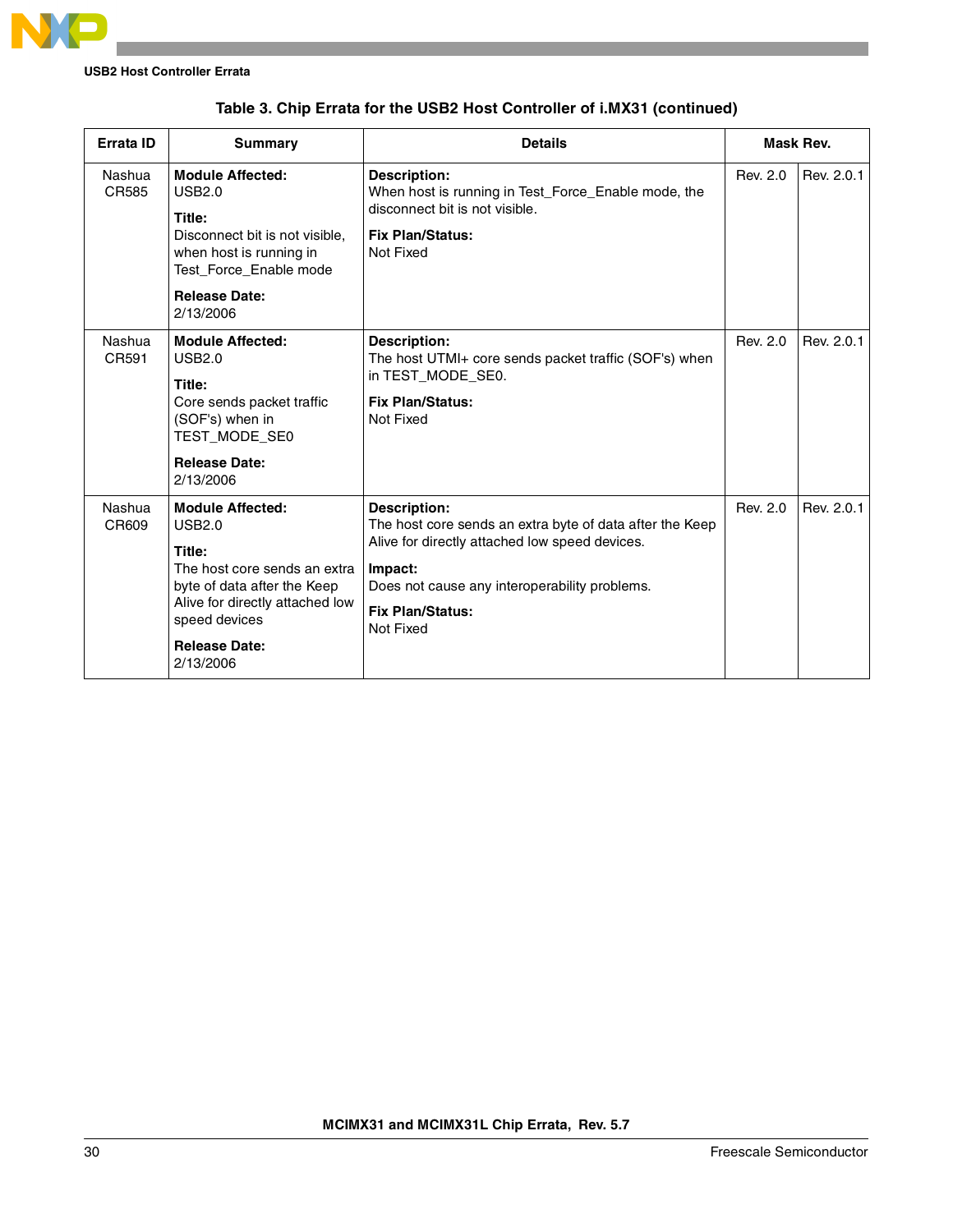**Table 3. Chip Errata for the USB2 Host Controller of i.MX31 (continued)**

| Errata ID | Summary | Details | Mask Rev. | |
|---|---|---|---|---|
| Nashua CR585 | **Module Affected:** USB2.0 **Title:** Disconnect bit is not visible, when host is running in Test_Force_Enable mode **Release Date:** 2/13/2006 | **Description:** When host is running in Test_Force_Enable mode, the disconnect bit is not visible. **Fix Plan/Status:** Not Fixed | Rev. 2.0 | Rev. 2.0.1 |
| Nashua CR591 | **Module Affected:** USB2.0 **Title:** Core sends packet traffic (SOF's) when in TEST_MODE_SE0 **Release Date:** 2/13/2006 | **Description:** The host UTMI+ core sends packet traffic (SOF's) when in TEST_MODE_SE0. **Fix Plan/Status:** Not Fixed | Rev. 2.0 | Rev. 2.0.1 |
| Nashua CR609 | **Module Affected:** USB2.0 **Title:** The host core sends an extra byte of data after the Keep Alive for directly attached low speed devices **Release Date:** 2/13/2006 | **Description:** The host core sends an extra byte of data after the Keep Alive for directly attached low speed devices. **Impact:** Does not cause any interoperability problems. **Fix Plan/Status:** Not Fixed | Rev. 2.0 | Rev. 2.0.1 |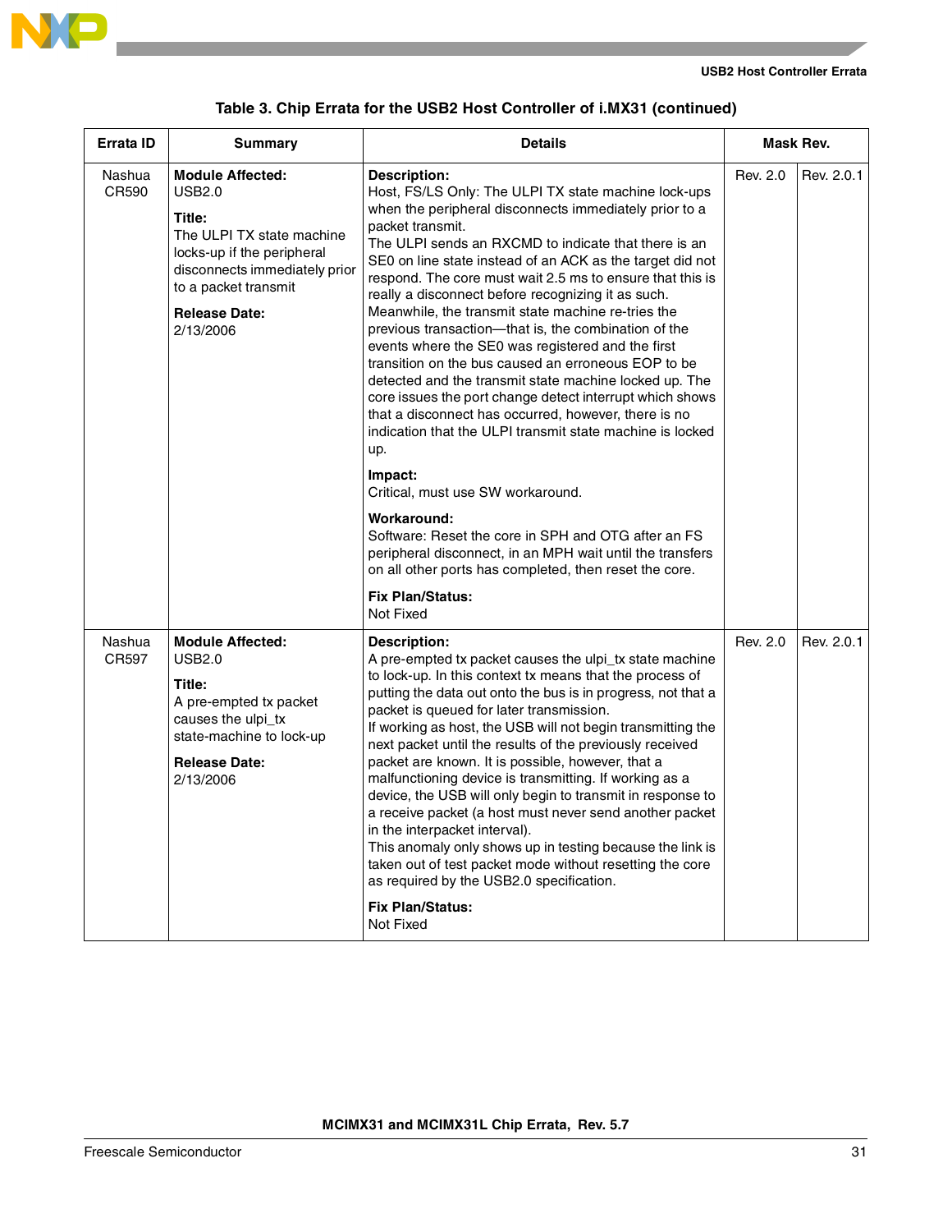**Table 3. Chip Errata for the USB2 Host Controller of i.MX31 (continued)**

| Errata ID | Summary | Details | Mask Rev. | |
|---|---|---|---|---|
| Nashua CR590 | **Module Affected:** USB2.0<br><br>**Title:** The ULPI TX state machine locks-up if the peripheral disconnects immediately prior to a packet transmit<br><br>**Release Date:** 2/13/2006 | **Description:**<br>Host, FS/LS Only: The ULPI TX state machine lock-ups when the peripheral disconnects immediately prior to a packet transmit.<br>The ULPI sends an RXCMD to indicate that there is an SE0 on line state instead of an ACK as the target did not respond. The core must wait 2.5 ms to ensure that this is really a disconnect before recognizing it as such. Meanwhile, the transmit state machine re-tries the previous transaction—that is, the combination of the events where the SE0 was registered and the first transition on the bus caused an erroneous EOP to be detected and the transmit state machine locked up. The core issues the port change detect interrupt which shows that a disconnect has occurred, however, there is no indication that the ULPI transmit state machine is locked up.<br><br>**Impact:**<br>Critical, must use SW workaround.<br><br>**Workaround:**<br>Software: Reset the core in SPH and OTG after an FS peripheral disconnect, in an MPH wait until the transfers on all other ports has completed, then reset the core.<br><br>**Fix Plan/Status:**<br>Not Fixed | Rev. 2.0 | Rev. 2.0.1 |
| Nashua CR597 | **Module Affected:** USB2.0<br><br>**Title:** A pre-empted tx packet causes the ulpi_tx state-machine to lock-up<br><br>**Release Date:** 2/13/2006 | **Description:**<br>A pre-empted tx packet causes the ulpi_tx state machine to lock-up. In this context tx means that the process of putting the data out onto the bus is in progress, not that a packet is queued for later transmission.<br>If working as host, the USB will not begin transmitting the next packet until the results of the previously received packet are known. It is possible, however, that a malfunctioning device is transmitting. If working as a device, the USB will only begin to transmit in response to a receive packet (a host must never send another packet in the interpacket interval).<br>This anomaly only shows up in testing because the link is taken out of test packet mode without resetting the core as required by the USB2.0 specification.<br><br>**Fix Plan/Status:**<br>Not Fixed | Rev. 2.0 | Rev. 2.0.1 |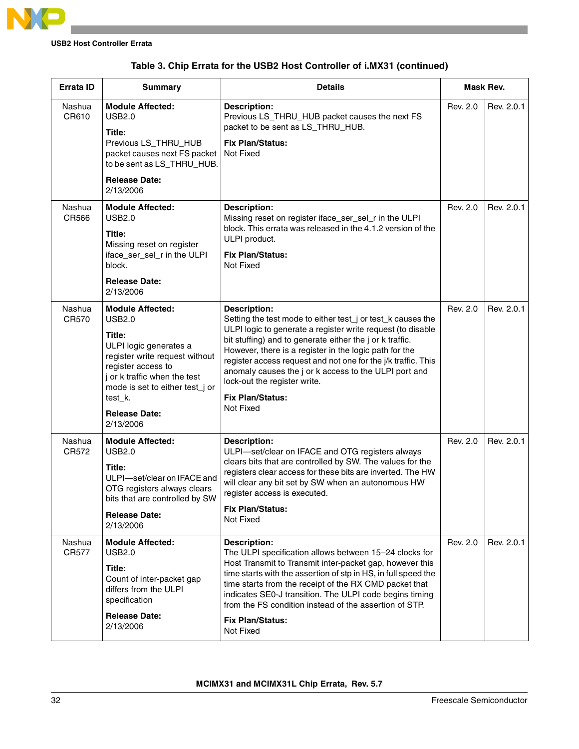**Table 3. Chip Errata for the USB2 Host Controller of i.MX31 (continued)**

| Errata ID | Summary | Details | Mask Rev. | |
|---|---|---|---|---|
| Nashua CR610 | **Module Affected:** USB2.0<br><br>**Title:** Previous LS_THRU_HUB packet causes next FS packet to be sent as LS_THRU_HUB.<br><br>**Release Date:** 2/13/2006 | **Description:** Previous LS_THRU_HUB packet causes the next FS packet to be sent as LS_THRU_HUB.<br><br>**Fix Plan/Status:** Not Fixed | Rev. 2.0 | Rev. 2.0.1 |
| Nashua CR566 | **Module Affected:** USB2.0<br><br>**Title:** Missing reset on register iface_ser_sel_r in the ULPI block.<br><br>**Release Date:** 2/13/2006 | **Description:** Missing reset on register iface_ser_sel_r in the ULPI block. This errata was released in the 4.1.2 version of the ULPI product.<br><br>**Fix Plan/Status:** Not Fixed | Rev. 2.0 | Rev. 2.0.1 |
| Nashua CR570 | **Module Affected:** USB2.0<br><br>**Title:** ULPI logic generates a register write request without register access to j or k traffic when the test mode is set to either test_j or test_k.<br><br>**Release Date:** 2/13/2006 | **Description:** Setting the test mode to either test_j or test_k causes the ULPI logic to generate a register write request (to disable bit stuffing) and to generate either the j or k traffic. However, there is a register in the logic path for the register access request and not one for the j/k traffic. This anomaly causes the j or k access to the ULPI port and lock-out the register write.<br><br>**Fix Plan/Status:** Not Fixed | Rev. 2.0 | Rev. 2.0.1 |
| Nashua CR572 | **Module Affected:** USB2.0<br><br>**Title:** ULPI—set/clear on IFACE and OTG registers always clears bits that are controlled by SW<br><br>**Release Date:** 2/13/2006 | **Description:** ULPI—set/clear on IFACE and OTG registers always clears bits that are controlled by SW. The values for the registers clear access for these bits are inverted. The HW will clear any bit set by SW when an autonomous HW register access is executed.<br><br>**Fix Plan/Status:** Not Fixed | Rev. 2.0 | Rev. 2.0.1 |
| Nashua CR577 | **Module Affected:** USB2.0<br><br>**Title:** Count of inter-packet gap differs from the ULPI specification<br><br>**Release Date:** 2/13/2006 | **Description:** The ULPI specification allows between 15–24 clocks for Host Transmit to Transmit inter-packet gap, however this time starts with the assertion of stp in HS, in full speed the time starts from the receipt of the RX CMD packet that indicates SE0-J transition. The ULPI code begins timing from the FS condition instead of the assertion of STP.<br><br>**Fix Plan/Status:** Not Fixed | Rev. 2.0 | Rev. 2.0.1 |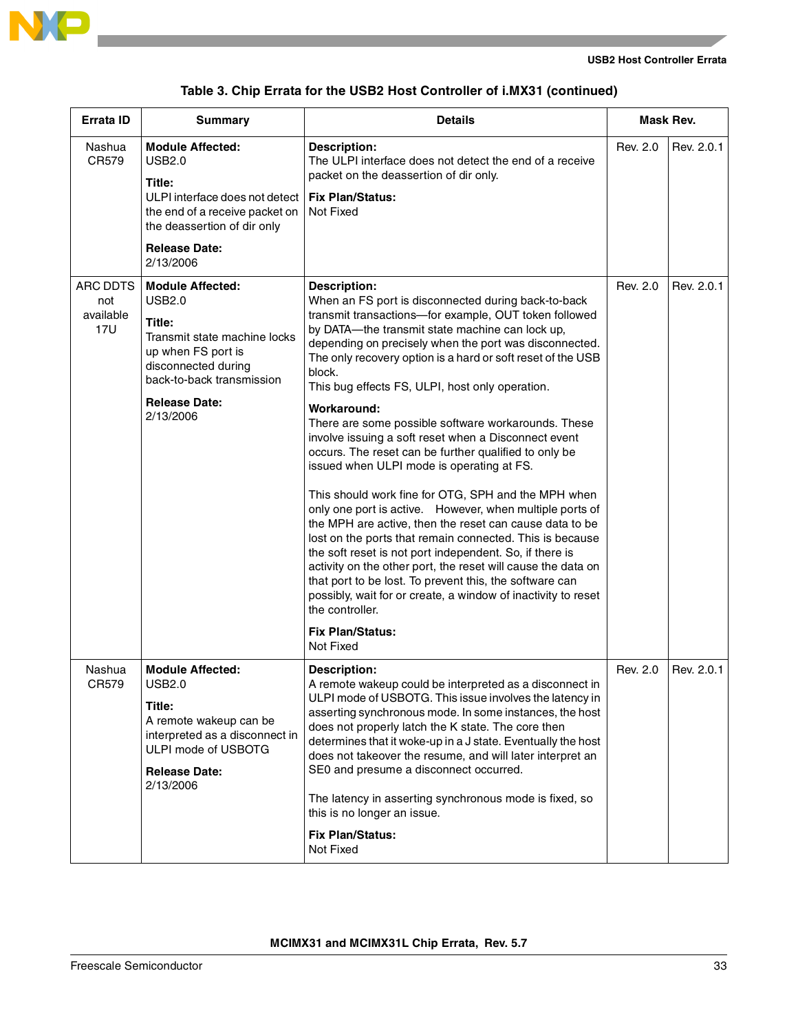**Table 3. Chip Errata for the USB2 Host Controller of i.MX31 (continued)**

| Errata ID | Summary | Details | Mask Rev. | |
|---|---|---|---|---|
| Nashua CR579 | **Module Affected:** USB2.0<br><br>**Title:** ULPI interface does not detect the end of a receive packet on the deassertion of dir only<br><br>**Release Date:** 2/13/2006 | **Description:** The ULPI interface does not detect the end of a receive packet on the deassertion of dir only.<br><br>**Fix Plan/Status:** Not Fixed | Rev. 2.0 | Rev. 2.0.1 |
| ARC DDTS not available 17U | **Module Affected:** USB2.0<br><br>**Title:** Transmit state machine locks up when FS port is disconnected during back-to-back transmission<br><br>**Release Date:** 2/13/2006 | **Description:** When an FS port is disconnected during back-to-back transmit transactions—for example, OUT token followed by DATA—the transmit state machine can lock up, depending on precisely when the port was disconnected. The only recovery option is a hard or soft reset of the USB block.<br>This bug effects FS, ULPI, host only operation.<br><br>**Workaround:** There are some possible software workarounds. These involve issuing a soft reset when a Disconnect event occurs. The reset can be further qualified to only be issued when ULPI mode is operating at FS.<br><br>This should work fine for OTG, SPH and the MPH when only one port is active. However, when multiple ports of the MPH are active, then the reset can cause data to be lost on the ports that remain connected. This is because the soft reset is not port independent. So, if there is activity on the other port, the reset will cause the data on that port to be lost. To prevent this, the software can possibly, wait for or create, a window of inactivity to reset the controller.<br><br>**Fix Plan/Status:** Not Fixed | Rev. 2.0 | Rev. 2.0.1 |
| Nashua CR579 | **Module Affected:** USB2.0<br><br>**Title:** A remote wakeup can be interpreted as a disconnect in ULPI mode of USBOTG<br><br>**Release Date:** 2/13/2006 | **Description:** A remote wakeup could be interpreted as a disconnect in ULPI mode of USBOTG. This issue involves the latency in asserting synchronous mode. In some instances, the host does not properly latch the K state. The core then determines that it woke-up in a J state. Eventually the host does not takeover the resume, and will later interpret an SE0 and presume a disconnect occurred.<br><br>The latency in asserting synchronous mode is fixed, so this is no longer an issue.<br><br>**Fix Plan/Status:** Not Fixed | Rev. 2.0 | Rev. 2.0.1 |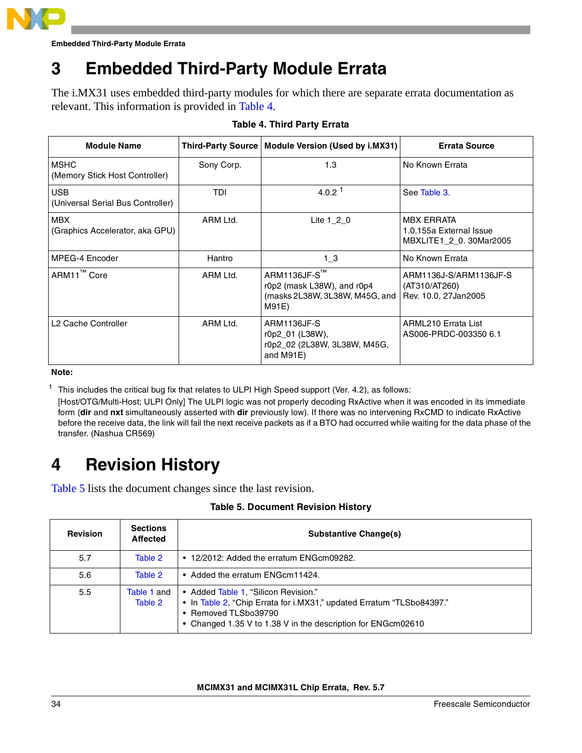# 3 Embedded Third-Party Module Errata

The i.MX31 uses embedded third-party modules for which there are separate errata documentation as relevant. This information is provided in Table 4.

**Table 4. Third Party Errata**

| Module Name | Third-Party Source | Module Version (Used by i.MX31) | Errata Source |
|---|---|---|---|
| MSHC<br>(Memory Stick Host Controller) | Sony Corp. | 1.3 | No Known Errata |
| USB<br>(Universal Serial Bus Controller) | TDI | 4.0.2 [1] | See Table 3. |
| MBX<br>(Graphics Accelerator, aka GPU) | ARM Ltd. | Lite 1_2_0 | MBX ERRATA<br>1.0.155a External Issue<br>MBXLITE1_2_0. 30Mar2005 |
| MPEG-4 Encoder | Hantro | 1_3 | No Known Errata |
| ARM11™ Core | ARM Ltd. | ARM1136JF-S™<br>r0p2 (mask L38W), and r0p4 (masks 2L38W, 3L38W, M45G, and M91E) | ARM1136J-S/ARM1136JF-S (AT310/AT260)<br>Rev. 10.0, 27Jan2005 |
| L2 Cache Controller | ARM Ltd. | ARM1136JF-S<br>r0p2_01 (L38W),<br>r0p2_02 (2L38W, 3L38W, M45G, and M91E) | ARML210 Errata List<br>AS006-PRDC-003350 6.1 |

**Note:**

[1] This includes the critical bug fix that relates to ULPI High Speed support (Ver. 4.2), as follows:
[Host/OTG/Multi-Host; ULPI Only] The ULPI logic was not properly decoding RxActive when it was encoded in its immediate form (**dir** and **nxt** simultaneously asserted with **dir** previously low). If there was no intervening RxCMD to indicate RxActive before the receive data, the link will fail the next receive packets as if a BTO had occurred while waiting for the data phase of the transfer. (Nashua CR569)

# 4 Revision History

Table 5 lists the document changes since the last revision.

**Table 5. Document Revision History**

| Revision | Sections Affected | Substantive Change(s) |
|---|---|---|
| 5.7 | Table 2 | • 12/2012: Added the erratum ENGcm09282. |
| 5.6 | Table 2 | • Added the erratum ENGcm11424. |
| 5.5 | Table 1 and Table 2 | • Added Table 1, “Silicon Revision.”<br>• In Table 2, “Chip Errata for i.MX31,” updated Erratum “TLSbo84397.”<br>• Removed TLSbo39790<br>• Changed 1.35 V to 1.38 V in the description for ENGcm02610 |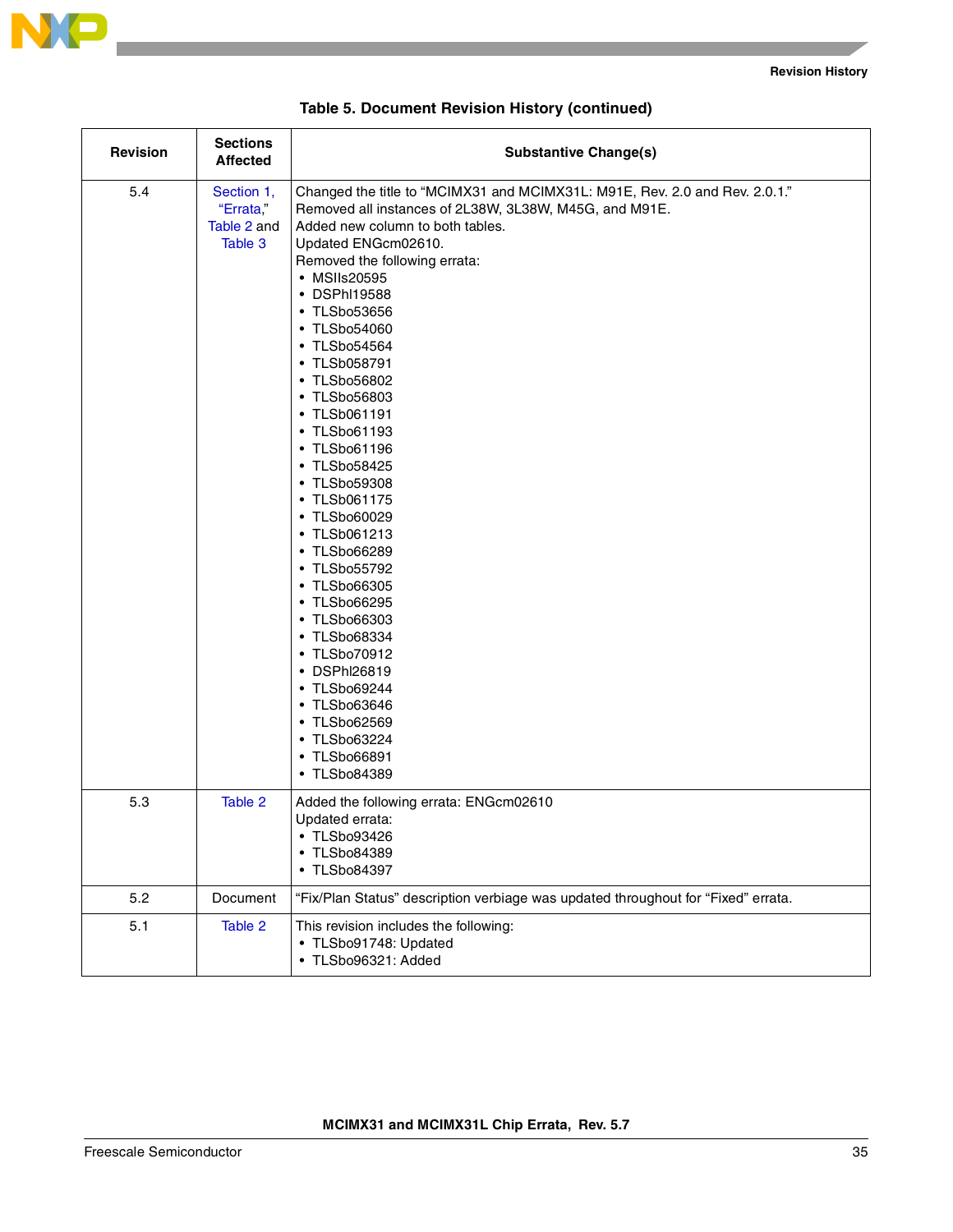**Table 5. Document Revision History (continued)**

| Revision | Sections Affected | Substantive Change(s) |
|---|---|---|
| 5.4 | Section 1, "Errata," Table 2 and Table 3 | Changed the title to "MCIMX31 and MCIMX31L: M91E, Rev. 2.0 and Rev. 2.0.1." <br> Removed all instances of 2L38W, 3L38W, M45G, and M91E. <br> Added new column to both tables. <br> Updated ENGcm02610. <br> Removed the following errata: <br> • MSIIs20595 <br> • DSPhl19588 <br> • TLSbo53656 <br> • TLSbo54060 <br> • TLSbo54564 <br> • TLSb058791 <br> • TLSbo56802 <br> • TLSbo56803 <br> • TLSb061191 <br> • TLSbo61193 <br> • TLSbo61196 <br> • TLSbo58425 <br> • TLSbo59308 <br> • TLSb061175 <br> • TLSbo60029 <br> • TLSb061213 <br> • TLSbo66289 <br> • TLSbo55792 <br> • TLSbo66305 <br> • TLSbo66295 <br> • TLSbo66303 <br> • TLSbo68334 <br> • TLSbo70912 <br> • DSPhl26819 <br> • TLSbo69244 <br> • TLSbo63646 <br> • TLSbo62569 <br> • TLSbo63224 <br> • TLSbo66891 <br> • TLSbo84389 |
| 5.3 | Table 2 | Added the following errata: ENGcm02610 <br> Updated errata: <br> • TLSbo93426 <br> • TLSbo84389 <br> • TLSbo84397 |
| 5.2 | Document | "Fix/Plan Status" description verbiage was updated throughout for "Fixed" errata. |
| 5.1 | Table 2 | This revision includes the following: <br> • TLSbo91748: Updated <br> • TLSbo96321: Added |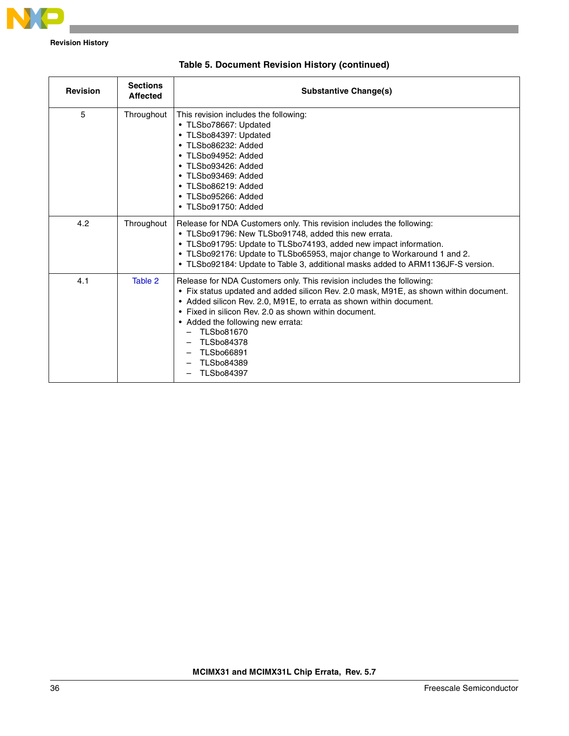Table 5. Document Revision History (continued)

| Revision | Sections Affected | Substantive Change(s) |
|---|---|---|
| 5 | Throughout | This revision includes the following:<br>• TLSbo78667: Updated<br>• TLSbo84397: Updated<br>• TLSbo86232: Added<br>• TLSbo94952: Added<br>• TLSbo93426: Added<br>• TLSbo93469: Added<br>• TLSbo86219: Added<br>• TLSbo95266: Added<br>• TLSbo91750: Added |
| 4.2 | Throughout | Release for NDA Customers only. This revision includes the following:<br>• TLSbo91796: New TLSbo91748, added this new errata.<br>• TLSbo91795: Update to TLSbo74193, added new impact information.<br>• TLSbo92176: Update to TLSbo65953, major change to Workaround 1 and 2.<br>• TLSbo92184: Update to Table 3, additional masks added to ARM1136JF-S version. |
| 4.1 | Table 2 | Release for NDA Customers only. This revision includes the following:<br>• Fix status updated and added silicon Rev. 2.0 mask, M91E, as shown within document.<br>• Added silicon Rev. 2.0, M91E, to errata as shown within document.<br>• Fixed in silicon Rev. 2.0 as shown within document.<br>• Added the following new errata:<br>– TLSbo81670<br>– TLSbo84378<br>– TLSbo66891<br>– TLSbo84389<br>– TLSbo84397 |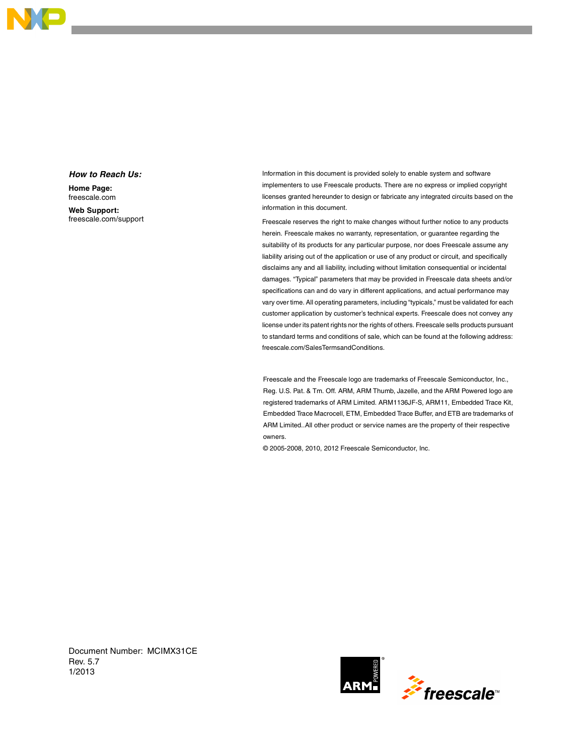***How to Reach Us:***

**Home Page:**
freescale.com

**Web Support:**
freescale.com/support

Information in this document is provided solely to enable system and software implementers to use Freescale products. There are no express or implied copyright licenses granted hereunder to design or fabricate any integrated circuits based on the information in this document.

Freescale reserves the right to make changes without further notice to any products herein. Freescale makes no warranty, representation, or guarantee regarding the suitability of its products for any particular purpose, nor does Freescale assume any liability arising out of the application or use of any product or circuit, and specifically disclaims any and all liability, including without limitation consequential or incidental damages. "Typical" parameters that may be provided in Freescale data sheets and/or specifications can and do vary in different applications, and actual performance may vary over time. All operating parameters, including "typicals," must be validated for each customer application by customer's technical experts. Freescale does not convey any license under its patent rights nor the rights of others. Freescale sells products pursuant to standard terms and conditions of sale, which can be found at the following address: freescale.com/SalesTermsandConditions.

Freescale and the Freescale logo are trademarks of Freescale Semiconductor, Inc., Reg. U.S. Pat. & Tm. Off. ARM, ARM Thumb, Jazelle, and the ARM Powered logo are registered trademarks of ARM Limited. ARM1136JF-S, ARM11, Embedded Trace Kit, Embedded Trace Macrocell, ETM, Embedded Trace Buffer, and ETB are trademarks of ARM Limited..All other product or service names are the property of their respective owners.

© 2005-2008, 2010, 2012 Freescale Semiconductor, Inc.

Document Number: MCIMX31CE
Rev. 5.7
1/2013